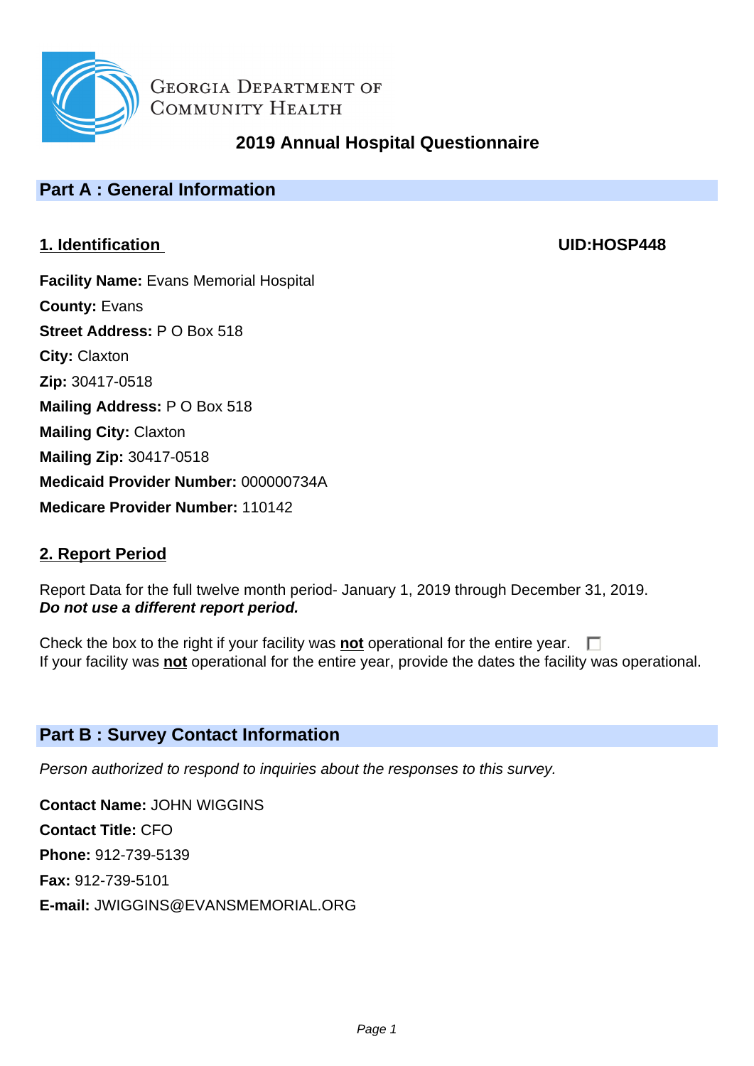Georgia Department of Community Health

# 2019 Annual Hospital Questionnaire

## Part A : General Information

### 1. Identification

**UID:HOSP448**

**Facility Name:** Evans Memorial Hospital
**County:** Evans
**Street Address:** P O Box 518
**City:** Claxton
**Zip:** 30417-0518
**Mailing Address:** P O Box 518
**Mailing City:** Claxton
**Mailing Zip:** 30417-0518
**Medicaid Provider Number:** 000000734A
**Medicare Provider Number:** 110142

### 2. Report Period

Report Data for the full twelve month period- January 1, 2019 through December 31, 2019.
***Do not use a different report period.***

Check the box to the right if your facility was **not** operational for the entire year. ☐
If your facility was **not** operational for the entire year, provide the dates the facility was operational.

## Part B : Survey Contact Information

*Person authorized to respond to inquiries about the responses to this survey.*

**Contact Name:** JOHN WIGGINS
**Contact Title:** CFO
**Phone:** 912-739-5139
**Fax:** 912-739-5101
**E-mail:** JWIGGINS@EVANSMEMORIAL.ORG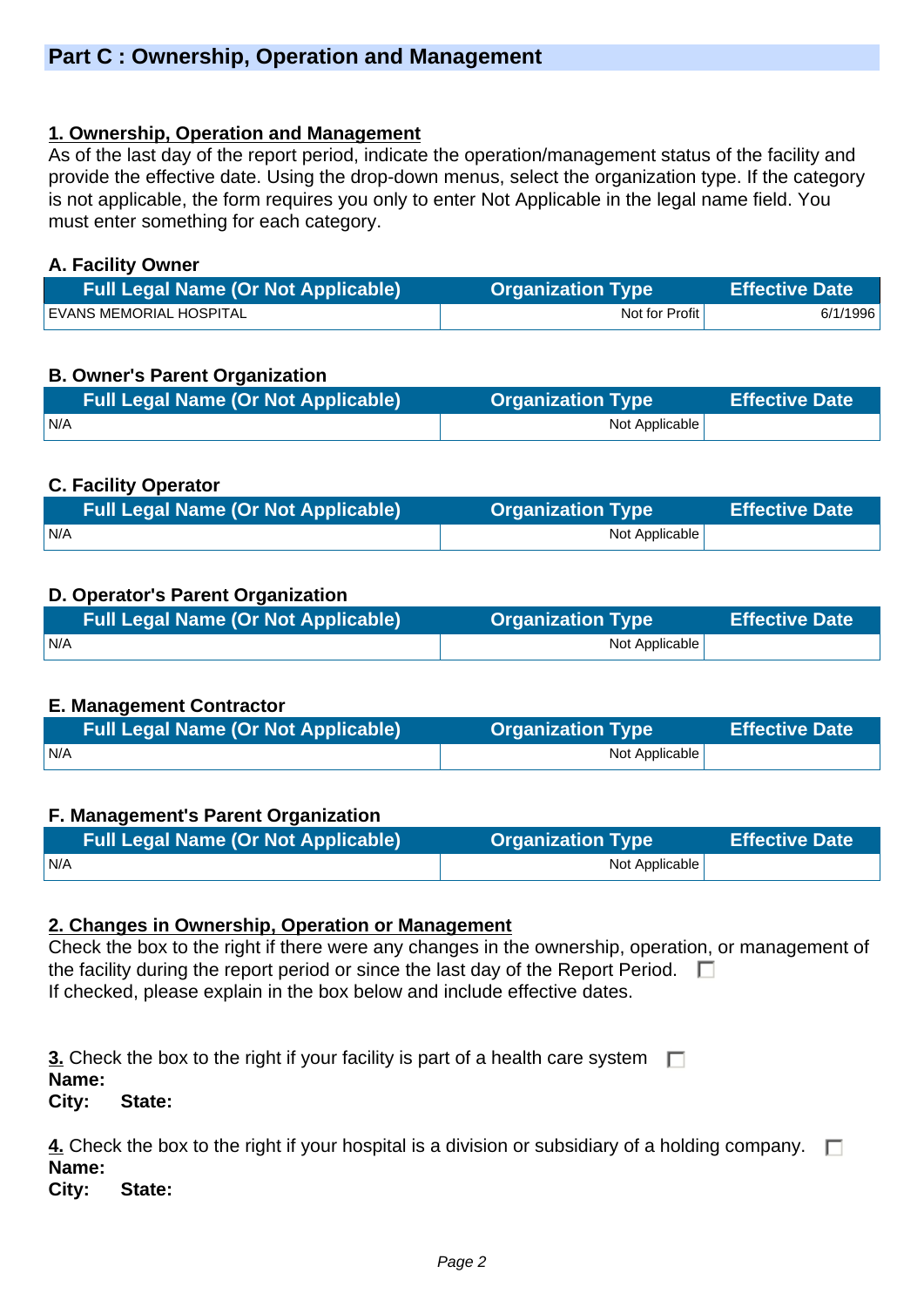## Part C : Ownership, Operation and Management

**1. Ownership, Operation and Management**

As of the last day of the report period, indicate the operation/management status of the facility and provide the effective date. Using the drop-down menus, select the organization type. If the category is not applicable, the form requires you only to enter Not Applicable in the legal name field. You must enter something for each category.

**A. Facility Owner**

| Full Legal Name (Or Not Applicable) | Organization Type | Effective Date |
|---|---|---|
| EVANS MEMORIAL HOSPITAL | Not for Profit | 6/1/1996 |

**B. Owner's Parent Organization**

| Full Legal Name (Or Not Applicable) | Organization Type | Effective Date |
|---|---|---|
| N/A | Not Applicable | |

**C. Facility Operator**

| Full Legal Name (Or Not Applicable) | Organization Type | Effective Date |
|---|---|---|
| N/A | Not Applicable | |

**D. Operator's Parent Organization**

| Full Legal Name (Or Not Applicable) | Organization Type | Effective Date |
|---|---|---|
| N/A | Not Applicable | |

**E. Management Contractor**

| Full Legal Name (Or Not Applicable) | Organization Type | Effective Date |
|---|---|---|
| N/A | Not Applicable | |

**F. Management's Parent Organization**

| Full Legal Name (Or Not Applicable) | Organization Type | Effective Date |
|---|---|---|
| N/A | Not Applicable | |

**2. Changes in Ownership, Operation or Management**

Check the box to the right if there were any changes in the ownership, operation, or management of the facility during the report period or since the last day of the Report Period. ☐

If checked, please explain in the box below and include effective dates.

**3.** Check the box to the right if your facility is part of a health care system ☐

**Name:**

**City:** **State:**

**4.** Check the box to the right if your hospital is a division or subsidiary of a holding company. ☐

**Name:**

**City:** **State:**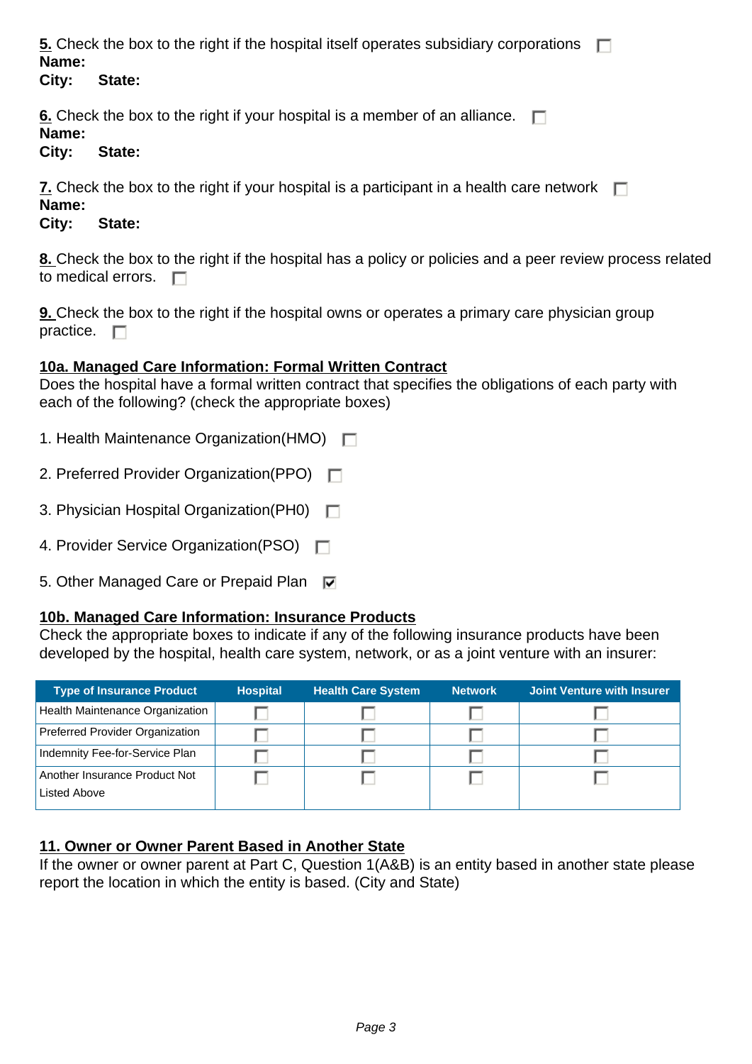**5.** Check the box to the right if the hospital itself operates subsidiary corporations ☐
**Name:**
**City:** **State:**

**6.** Check the box to the right if your hospital is a member of an alliance. ☐
**Name:**
**City:** **State:**

**7.** Check the box to the right if your hospital is a participant in a health care network ☐
**Name:**
**City:** **State:**

**8.** Check the box to the right if the hospital has a policy or policies and a peer review process related to medical errors. ☐

**9.** Check the box to the right if the hospital owns or operates a primary care physician group practice. ☐

**10a. Managed Care Information: Formal Written Contract**
Does the hospital have a formal written contract that specifies the obligations of each party with each of the following? (check the appropriate boxes)

1. Health Maintenance Organization(HMO) ☐

2. Preferred Provider Organization(PPO) ☐

3. Physician Hospital Organization(PH0) ☐

4. Provider Service Organization(PSO) ☐

5. Other Managed Care or Prepaid Plan ☑

**10b. Managed Care Information: Insurance Products**
Check the appropriate boxes to indicate if any of the following insurance products have been developed by the hospital, health care system, network, or as a joint venture with an insurer:

| Type of Insurance Product | Hospital | Health Care System | Network | Joint Venture with Insurer |
|---|---|---|---|---|
| Health Maintenance Organization | ☐ | ☐ | ☐ | ☐ |
| Preferred Provider Organization | ☐ | ☐ | ☐ | ☐ |
| Indemnity Fee-for-Service Plan | ☐ | ☐ | ☐ | ☐ |
| Another Insurance Product Not Listed Above | ☐ | ☐ | ☐ | ☐ |

**11. Owner or Owner Parent Based in Another State**
If the owner or owner parent at Part C, Question 1(A&B) is an entity based in another state please report the location in which the entity is based. (City and State)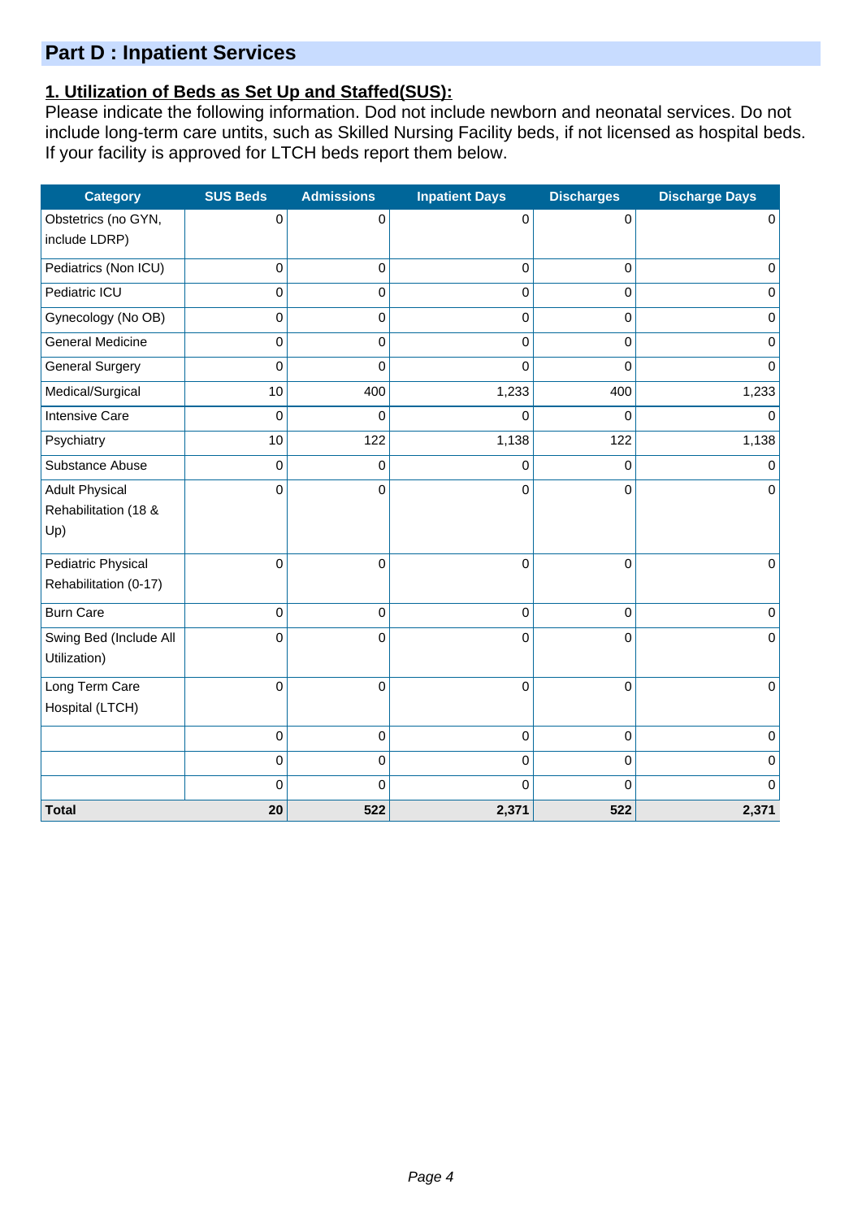## Part D : Inpatient Services

### 1. Utilization of Beds as Set Up and Staffed(SUS):

Please indicate the following information. Dod not include newborn and neonatal services. Do not include long-term care untits, such as Skilled Nursing Facility beds, if not licensed as hospital beds. If your facility is approved for LTCH beds report them below.

| Category | SUS Beds | Admissions | Inpatient Days | Discharges | Discharge Days |
|---|---|---|---|---|---|
| Obstetrics (no GYN, include LDRP) | 0 | 0 | 0 | 0 | 0 |
| Pediatrics (Non ICU) | 0 | 0 | 0 | 0 | 0 |
| Pediatric ICU | 0 | 0 | 0 | 0 | 0 |
| Gynecology (No OB) | 0 | 0 | 0 | 0 | 0 |
| General Medicine | 0 | 0 | 0 | 0 | 0 |
| General Surgery | 0 | 0 | 0 | 0 | 0 |
| Medical/Surgical | 10 | 400 | 1,233 | 400 | 1,233 |
| Intensive Care | 0 | 0 | 0 | 0 | 0 |
| Psychiatry | 10 | 122 | 1,138 | 122 | 1,138 |
| Substance Abuse | 0 | 0 | 0 | 0 | 0 |
| Adult Physical Rehabilitation (18 & Up) | 0 | 0 | 0 | 0 | 0 |
| Pediatric Physical Rehabilitation (0-17) | 0 | 0 | 0 | 0 | 0 |
| Burn Care | 0 | 0 | 0 | 0 | 0 |
| Swing Bed (Include All Utilization) | 0 | 0 | 0 | 0 | 0 |
| Long Term Care Hospital (LTCH) | 0 | 0 | 0 | 0 | 0 |
| | 0 | 0 | 0 | 0 | 0 |
| | 0 | 0 | 0 | 0 | 0 |
| | 0 | 0 | 0 | 0 | 0 |
| **Total** | **20** | **522** | **2,371** | **522** | **2,371** |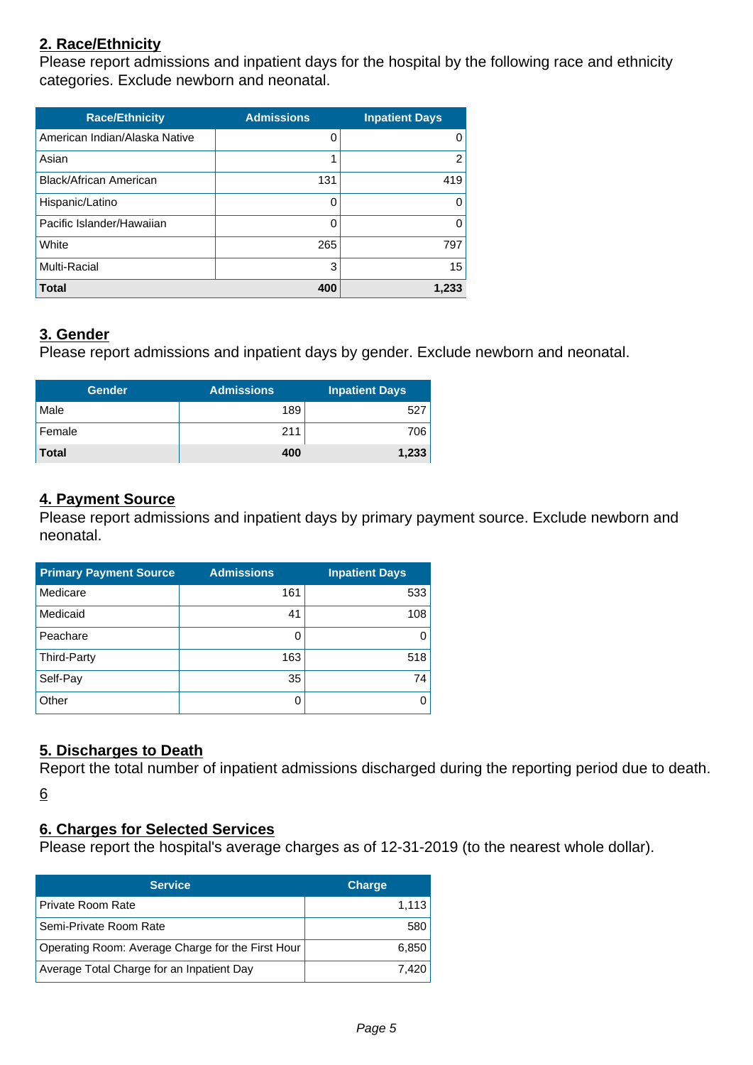## 2. Race/Ethnicity

Please report admissions and inpatient days for the hospital by the following race and ethnicity categories. Exclude newborn and neonatal.

| Race/Ethnicity | Admissions | Inpatient Days |
|---|---|---|
| American Indian/Alaska Native | 0 | 0 |
| Asian | 1 | 2 |
| Black/African American | 131 | 419 |
| Hispanic/Latino | 0 | 0 |
| Pacific Islander/Hawaiian | 0 | 0 |
| White | 265 | 797 |
| Multi-Racial | 3 | 15 |
| **Total** | **400** | **1,233** |

## 3. Gender

Please report admissions and inpatient days by gender. Exclude newborn and neonatal.

| Gender | Admissions | Inpatient Days |
|---|---|---|
| Male | 189 | 527 |
| Female | 211 | 706 |
| **Total** | **400** | **1,233** |

## 4. Payment Source

Please report admissions and inpatient days by primary payment source. Exclude newborn and neonatal.

| Primary Payment Source | Admissions | Inpatient Days |
|---|---|---|
| Medicare | 161 | 533 |
| Medicaid | 41 | 108 |
| Peachare | 0 | 0 |
| Third-Party | 163 | 518 |
| Self-Pay | 35 | 74 |
| Other | 0 | 0 |

## 5. Discharges to Death

Report the total number of inpatient admissions discharged during the reporting period due to death.

6

## 6. Charges for Selected Services

Please report the hospital's average charges as of 12-31-2019 (to the nearest whole dollar).

| Service | Charge |
|---|---|
| Private Room Rate | 1,113 |
| Semi-Private Room Rate | 580 |
| Operating Room: Average Charge for the First Hour | 6,850 |
| Average Total Charge for an Inpatient Day | 7,420 |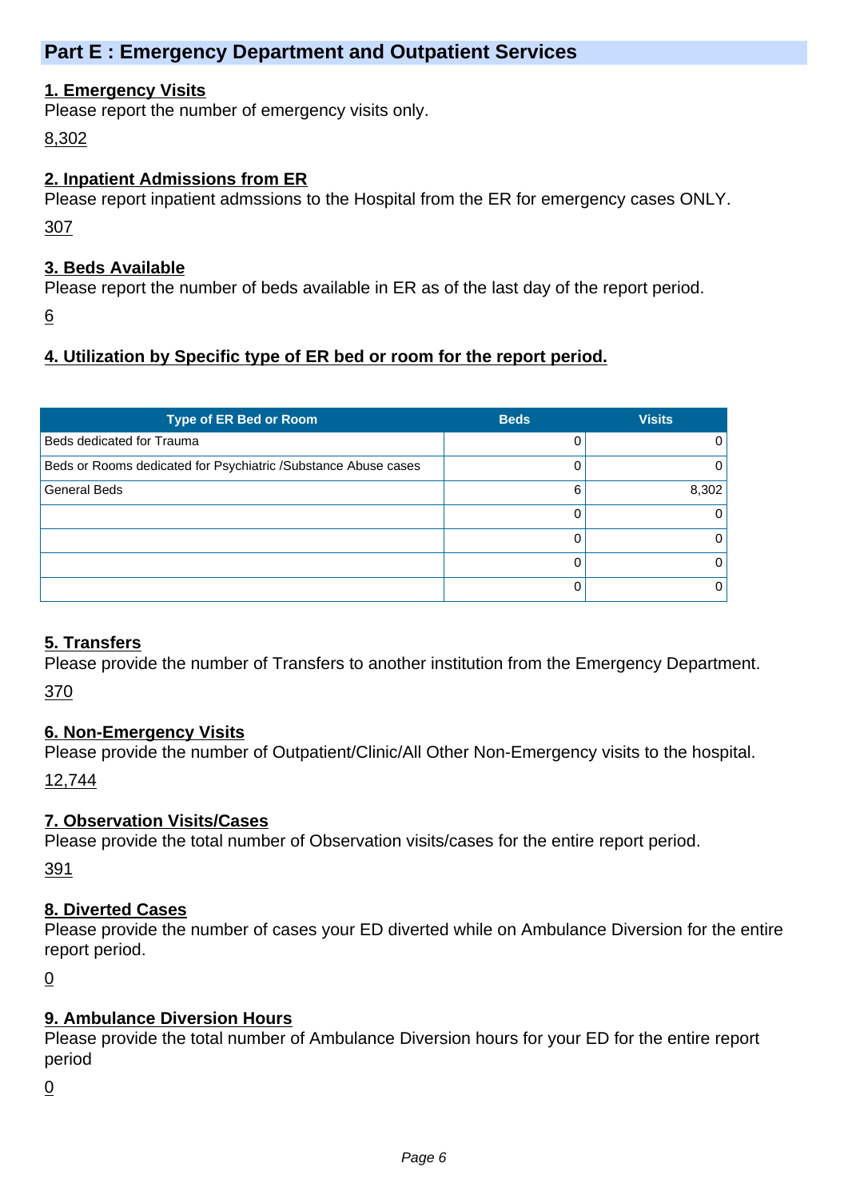## Part E : Emergency Department and Outpatient Services

### 1. Emergency Visits

Please report the number of emergency visits only.

8,302

### 2. Inpatient Admissions from ER

Please report inpatient admssions to the Hospital from the ER for emergency cases ONLY.

307

### 3. Beds Available

Please report the number of beds available in ER as of the last day of the report period.

6

### 4. Utilization by Specific type of ER bed or room for the report period.

| Type of ER Bed or Room | Beds | Visits |
|---|---|---|
| Beds dedicated for Trauma | 0 | 0 |
| Beds or Rooms dedicated for Psychiatric /Substance Abuse cases | 0 | 0 |
| General Beds | 6 | 8,302 |
| | 0 | 0 |
| | 0 | 0 |
| | 0 | 0 |
| | 0 | 0 |

### 5. Transfers

Please provide the number of Transfers to another institution from the Emergency Department.

370

### 6. Non-Emergency Visits

Please provide the number of Outpatient/Clinic/All Other Non-Emergency visits to the hospital.

12,744

### 7. Observation Visits/Cases

Please provide the total number of Observation visits/cases for the entire report period.

391

### 8. Diverted Cases

Please provide the number of cases your ED diverted while on Ambulance Diversion for the entire report period.

0

### 9. Ambulance Diversion Hours

Please provide the total number of Ambulance Diversion hours for your ED for the entire report period

0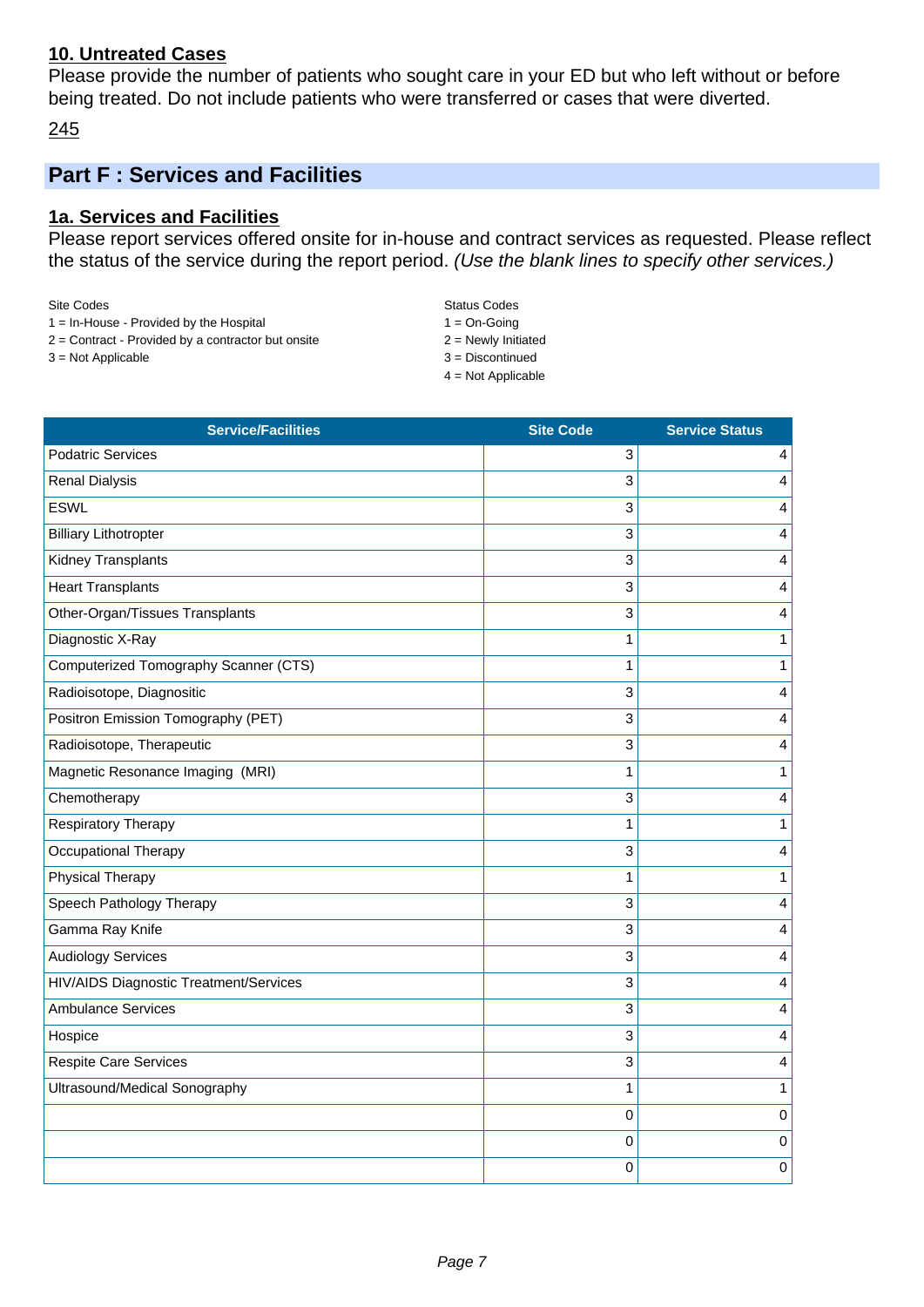## 10. Untreated Cases

Please provide the number of patients who sought care in your ED but who left without or before being treated. Do not include patients who were transferred or cases that were diverted.

245

# Part F : Services and Facilities

## 1a. Services and Facilities

Please report services offered onsite for in-house and contract services as requested. Please reflect the status of the service during the report period. *(Use the blank lines to specify other services.)*

Site Codes
1 = In-House - Provided by the Hospital
2 = Contract - Provided by a contractor but onsite
3 = Not Applicable

Status Codes
1 = On-Going
2 = Newly Initiated
3 = Discontinued
4 = Not Applicable

| Service/Facilities | Site Code | Service Status |
|---|---|---|
| Podatric Services | 3 | 4 |
| Renal Dialysis | 3 | 4 |
| ESWL | 3 | 4 |
| Billiary Lithotropter | 3 | 4 |
| Kidney Transplants | 3 | 4 |
| Heart Transplants | 3 | 4 |
| Other-Organ/Tissues Transplants | 3 | 4 |
| Diagnostic X-Ray | 1 | 1 |
| Computerized Tomography Scanner (CTS) | 1 | 1 |
| Radioisotope, Diagnositic | 3 | 4 |
| Positron Emission Tomography (PET) | 3 | 4 |
| Radioisotope, Therapeutic | 3 | 4 |
| Magnetic Resonance Imaging (MRI) | 1 | 1 |
| Chemotherapy | 3 | 4 |
| Respiratory Therapy | 1 | 1 |
| Occupational Therapy | 3 | 4 |
| Physical Therapy | 1 | 1 |
| Speech Pathology Therapy | 3 | 4 |
| Gamma Ray Knife | 3 | 4 |
| Audiology Services | 3 | 4 |
| HIV/AIDS Diagnostic Treatment/Services | 3 | 4 |
| Ambulance Services | 3 | 4 |
| Hospice | 3 | 4 |
| Respite Care Services | 3 | 4 |
| Ultrasound/Medical Sonography | 1 | 1 |
| | 0 | 0 |
| | 0 | 0 |
| | 0 | 0 |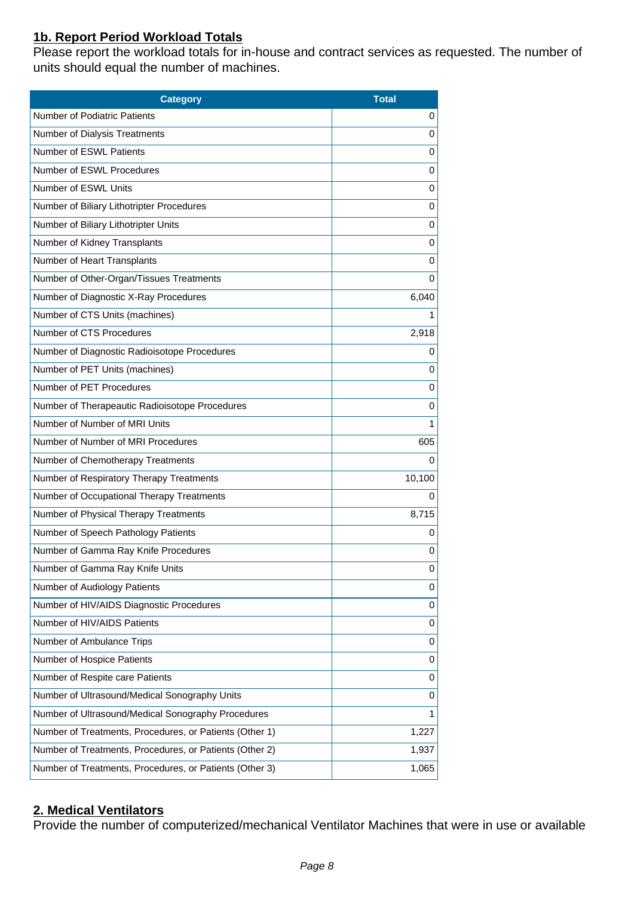## 1b. Report Period Workload Totals

Please report the workload totals for in-house and contract services as requested. The number of units should equal the number of machines.

| Category | Total |
|---|---|
| Number of Podiatric Patients | 0 |
| Number of Dialysis Treatments | 0 |
| Number of ESWL Patients | 0 |
| Number of ESWL Procedures | 0 |
| Number of ESWL Units | 0 |
| Number of Biliary Lithotripter Procedures | 0 |
| Number of Biliary Lithotripter Units | 0 |
| Number of Kidney Transplants | 0 |
| Number of Heart Transplants | 0 |
| Number of Other-Organ/Tissues Treatments | 0 |
| Number of Diagnostic X-Ray Procedures | 6,040 |
| Number of CTS Units (machines) | 1 |
| Number of CTS Procedures | 2,918 |
| Number of Diagnostic Radioisotope Procedures | 0 |
| Number of PET Units (machines) | 0 |
| Number of PET Procedures | 0 |
| Number of Therapeautic Radioisotope Procedures | 0 |
| Number of Number of MRI Units | 1 |
| Number of Number of MRI Procedures | 605 |
| Number of Chemotherapy Treatments | 0 |
| Number of Respiratory Therapy Treatments | 10,100 |
| Number of Occupational Therapy Treatments | 0 |
| Number of Physical Therapy Treatments | 8,715 |
| Number of Speech Pathology Patients | 0 |
| Number of Gamma Ray Knife Procedures | 0 |
| Number of Gamma Ray Knife Units | 0 |
| Number of Audiology Patients | 0 |
| Number of HIV/AIDS Diagnostic Procedures | 0 |
| Number of HIV/AIDS Patients | 0 |
| Number of Ambulance Trips | 0 |
| Number of Hospice Patients | 0 |
| Number of Respite care Patients | 0 |
| Number of Ultrasound/Medical Sonography Units | 0 |
| Number of Ultrasound/Medical Sonography Procedures | 1 |
| Number of Treatments, Procedures, or Patients (Other 1) | 1,227 |
| Number of Treatments, Procedures, or Patients (Other 2) | 1,937 |
| Number of Treatments, Procedures, or Patients (Other 3) | 1,065 |

## 2. Medical Ventilators

Provide the number of computerized/mechanical Ventilator Machines that were in use or available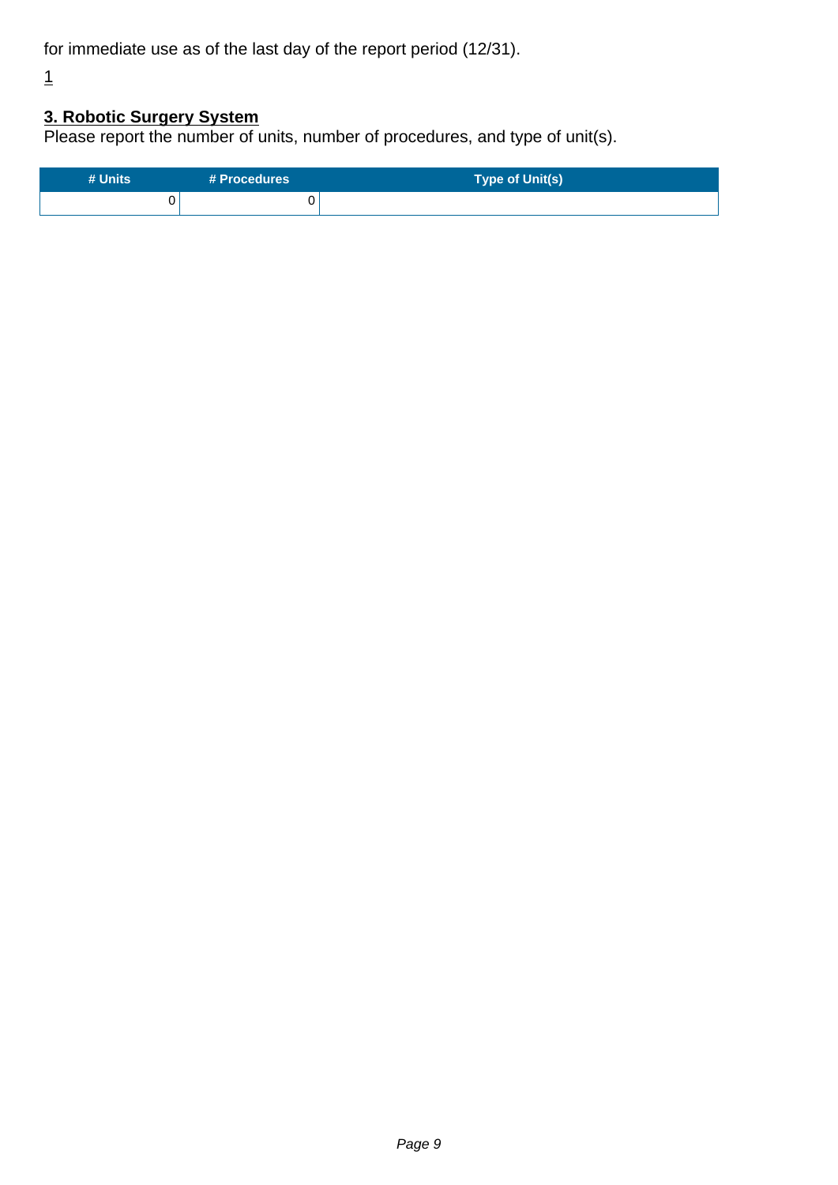for immediate use as of the last day of the report period (12/31).

1

**3. Robotic Surgery System**

Please report the number of units, number of procedures, and type of unit(s).

| # Units | # Procedures | Type of Unit(s) |
| --- | --- | --- |
| 0 | 0 | |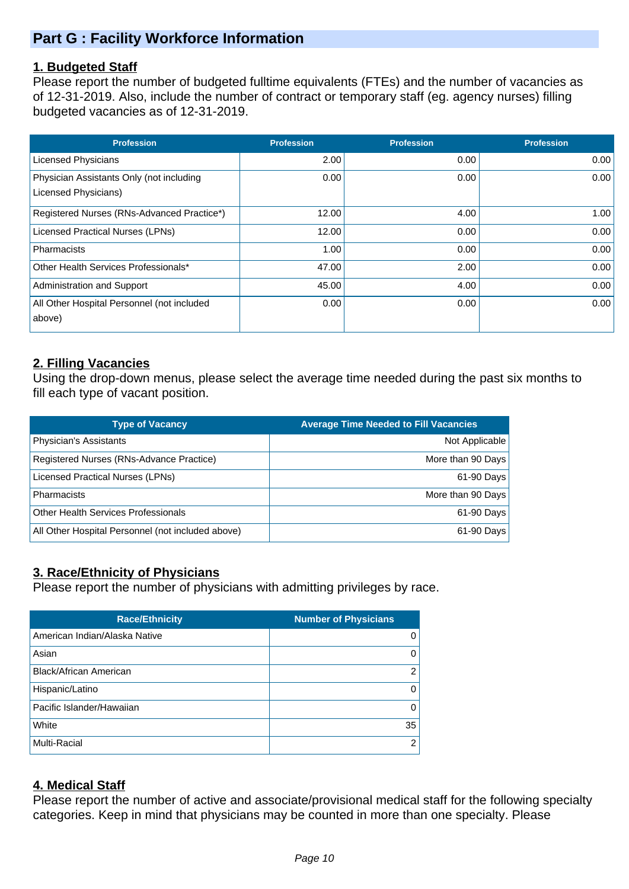## Part G : Facility Workforce Information

### 1. Budgeted Staff

Please report the number of budgeted fulltime equivalents (FTEs) and the number of vacancies as of 12-31-2019. Also, include the number of contract or temporary staff (eg. agency nurses) filling budgeted vacancies as of 12-31-2019.

| Profession | Profession | Profession | Profession |
|---|---|---|---|
| Licensed Physicians | 2.00 | 0.00 | 0.00 |
| Physician Assistants Only (not including Licensed Physicians) | 0.00 | 0.00 | 0.00 |
| Registered Nurses (RNs-Advanced Practice*) | 12.00 | 4.00 | 1.00 |
| Licensed Practical Nurses (LPNs) | 12.00 | 0.00 | 0.00 |
| Pharmacists | 1.00 | 0.00 | 0.00 |
| Other Health Services Professionals* | 47.00 | 2.00 | 0.00 |
| Administration and Support | 45.00 | 4.00 | 0.00 |
| All Other Hospital Personnel (not included above) | 0.00 | 0.00 | 0.00 |

### 2. Filling Vacancies

Using the drop-down menus, please select the average time needed during the past six months to fill each type of vacant position.

| Type of Vacancy | Average Time Needed to Fill Vacancies |
|---|---|
| Physician's Assistants | Not Applicable |
| Registered Nurses (RNs-Advance Practice) | More than 90 Days |
| Licensed Practical Nurses (LPNs) | 61-90 Days |
| Pharmacists | More than 90 Days |
| Other Health Services Professionals | 61-90 Days |
| All Other Hospital Personnel (not included above) | 61-90 Days |

### 3. Race/Ethnicity of Physicians

Please report the number of physicians with admitting privileges by race.

| Race/Ethnicity | Number of Physicians |
|---|---|
| American Indian/Alaska Native | 0 |
| Asian | 0 |
| Black/African American | 2 |
| Hispanic/Latino | 0 |
| Pacific Islander/Hawaiian | 0 |
| White | 35 |
| Multi-Racial | 2 |

### 4. Medical Staff

Please report the number of active and associate/provisional medical staff for the following specialty categories. Keep in mind that physicians may be counted in more than one specialty. Please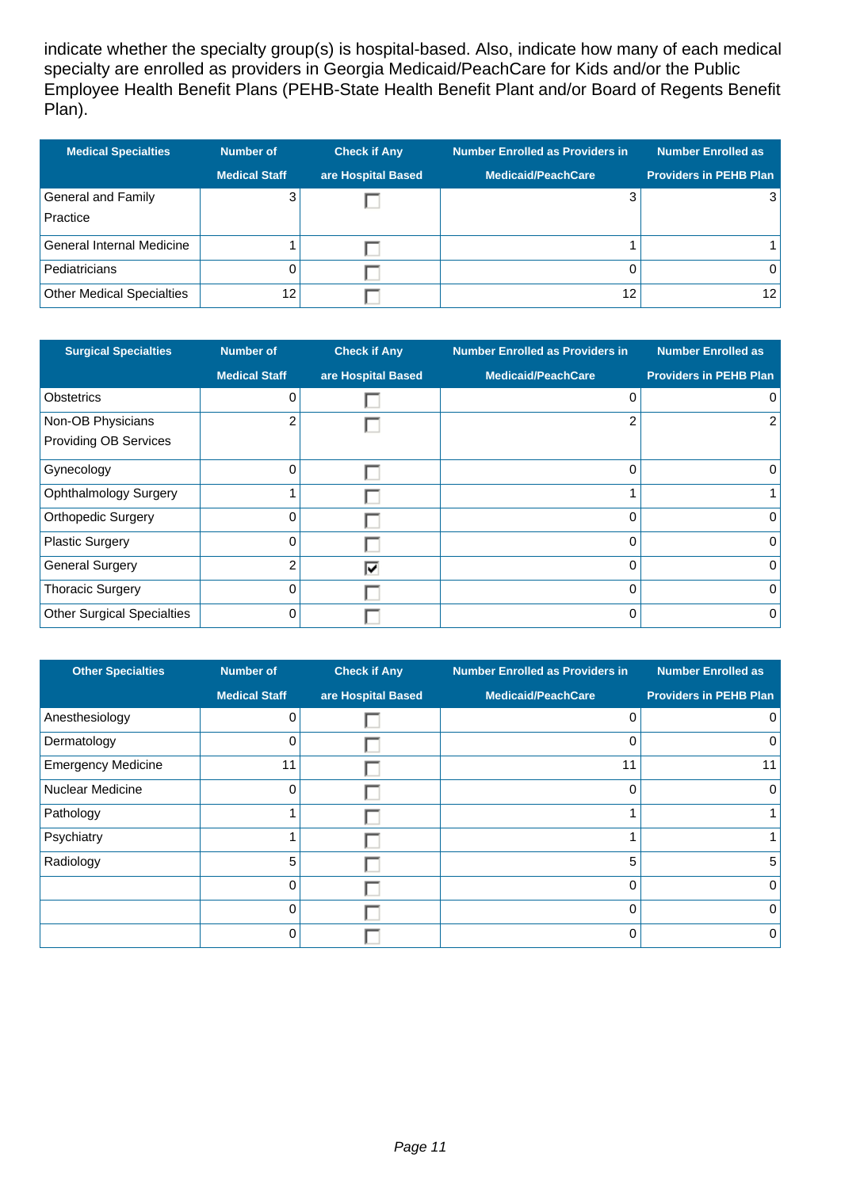indicate whether the specialty group(s) is hospital-based. Also, indicate how many of each medical specialty are enrolled as providers in Georgia Medicaid/PeachCare for Kids and/or the Public Employee Health Benefit Plans (PEHB-State Health Benefit Plant and/or Board of Regents Benefit Plan).

| Medical Specialties | Number of Medical Staff | Check if Any are Hospital Based | Number Enrolled as Providers in Medicaid/PeachCare | Number Enrolled as Providers in PEHB Plan |
|---|---|---|---|---|
| General and Family Practice | 3 | ☐ | 3 | 3 |
| General Internal Medicine | 1 | ☐ | 1 | 1 |
| Pediatricians | 0 | ☐ | 0 | 0 |
| Other Medical Specialties | 12 | ☐ | 12 | 12 |

| Surgical Specialties | Number of Medical Staff | Check if Any are Hospital Based | Number Enrolled as Providers in Medicaid/PeachCare | Number Enrolled as Providers in PEHB Plan |
|---|---|---|---|---|
| Obstetrics | 0 | ☐ | 0 | 0 |
| Non-OB Physicians Providing OB Services | 2 | ☐ | 2 | 2 |
| Gynecology | 0 | ☐ | 0 | 0 |
| Ophthalmology Surgery | 1 | ☐ | 1 | 1 |
| Orthopedic Surgery | 0 | ☐ | 0 | 0 |
| Plastic Surgery | 0 | ☐ | 0 | 0 |
| General Surgery | 2 | ☑ | 0 | 0 |
| Thoracic Surgery | 0 | ☐ | 0 | 0 |
| Other Surgical Specialties | 0 | ☐ | 0 | 0 |

| Other Specialties | Number of Medical Staff | Check if Any are Hospital Based | Number Enrolled as Providers in Medicaid/PeachCare | Number Enrolled as Providers in PEHB Plan |
|---|---|---|---|---|
| Anesthesiology | 0 | ☐ | 0 | 0 |
| Dermatology | 0 | ☐ | 0 | 0 |
| Emergency Medicine | 11 | ☐ | 11 | 11 |
| Nuclear Medicine | 0 | ☐ | 0 | 0 |
| Pathology | 1 | ☐ | 1 | 1 |
| Psychiatry | 1 | ☐ | 1 | 1 |
| Radiology | 5 | ☐ | 5 | 5 |
| | 0 | ☐ | 0 | 0 |
| | 0 | ☐ | 0 | 0 |
| | 0 | ☐ | 0 | 0 |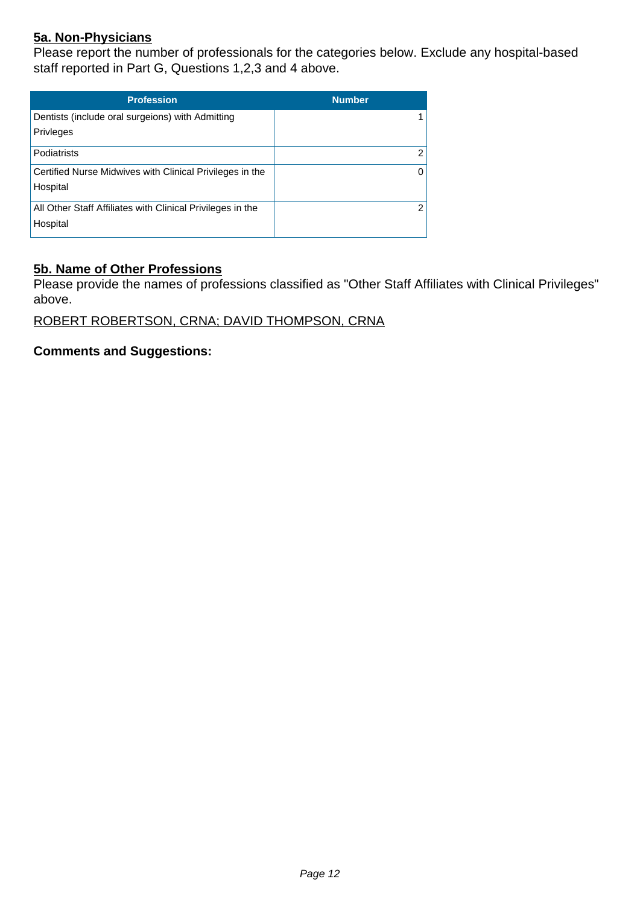## 5a. Non-Physicians

Please report the number of professionals for the categories below. Exclude any hospital-based staff reported in Part G, Questions 1,2,3 and 4 above.

| Profession | Number |
|---|---|
| Dentists (include oral surgeions) with Admitting Privleges | 1 |
| Podiatrists | 2 |
| Certified Nurse Midwives with Clinical Privileges in the Hospital | 0 |
| All Other Staff Affiliates with Clinical Privileges in the Hospital | 2 |

## 5b. Name of Other Professions

Please provide the names of professions classified as "Other Staff Affiliates with Clinical Privileges" above.

ROBERT ROBERTSON, CRNA; DAVID THOMPSON, CRNA

**Comments and Suggestions:**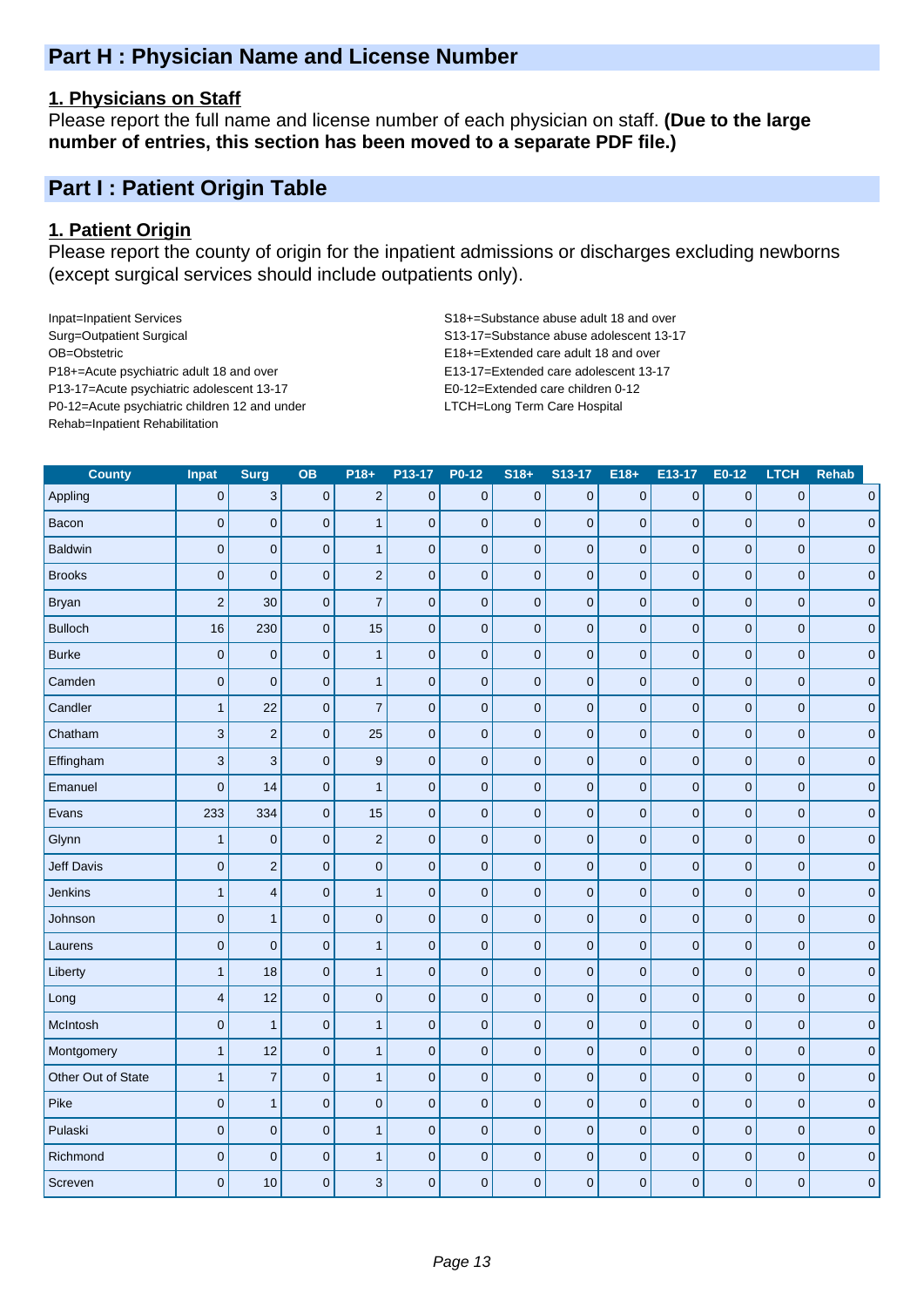## Part H : Physician Name and License Number

### 1. Physicians on Staff

Please report the full name and license number of each physician on staff. **(Due to the large number of entries, this section has been moved to a separate PDF file.)**

## Part I : Patient Origin Table

### 1. Patient Origin

Please report the county of origin for the inpatient admissions or discharges excluding newborns (except surgical services should include outpatients only).

Inpat=Inpatient Services
Surg=Outpatient Surgical
OB=Obstetric
P18+=Acute psychiatric adult 18 and over
P13-17=Acute psychiatric adolescent 13-17
P0-12=Acute psychiatric children 12 and under
Rehab=Inpatient Rehabilitation
S18+=Substance abuse adult 18 and over
S13-17=Substance abuse adolescent 13-17
E18+=Extended care adult 18 and over
E13-17=Extended care adolescent 13-17
E0-12=Extended care children 0-12
LTCH=Long Term Care Hospital

| County | Inpat | Surg | OB | P18+ | P13-17 | P0-12 | S18+ | S13-17 | E18+ | E13-17 | E0-12 | LTCH | Rehab |
|---|---|---|---|---|---|---|---|---|---|---|---|---|---|
| Appling | 0 | 3 | 0 | 2 | 0 | 0 | 0 | 0 | 0 | 0 | 0 | 0 | 0 |
| Bacon | 0 | 0 | 0 | 1 | 0 | 0 | 0 | 0 | 0 | 0 | 0 | 0 | 0 |
| Baldwin | 0 | 0 | 0 | 1 | 0 | 0 | 0 | 0 | 0 | 0 | 0 | 0 | 0 |
| Brooks | 0 | 0 | 0 | 2 | 0 | 0 | 0 | 0 | 0 | 0 | 0 | 0 | 0 |
| Bryan | 2 | 30 | 0 | 7 | 0 | 0 | 0 | 0 | 0 | 0 | 0 | 0 | 0 |
| Bulloch | 16 | 230 | 0 | 15 | 0 | 0 | 0 | 0 | 0 | 0 | 0 | 0 | 0 |
| Burke | 0 | 0 | 0 | 1 | 0 | 0 | 0 | 0 | 0 | 0 | 0 | 0 | 0 |
| Camden | 0 | 0 | 0 | 1 | 0 | 0 | 0 | 0 | 0 | 0 | 0 | 0 | 0 |
| Candler | 1 | 22 | 0 | 7 | 0 | 0 | 0 | 0 | 0 | 0 | 0 | 0 | 0 |
| Chatham | 3 | 2 | 0 | 25 | 0 | 0 | 0 | 0 | 0 | 0 | 0 | 0 | 0 |
| Effingham | 3 | 3 | 0 | 9 | 0 | 0 | 0 | 0 | 0 | 0 | 0 | 0 | 0 |
| Emanuel | 0 | 14 | 0 | 1 | 0 | 0 | 0 | 0 | 0 | 0 | 0 | 0 | 0 |
| Evans | 233 | 334 | 0 | 15 | 0 | 0 | 0 | 0 | 0 | 0 | 0 | 0 | 0 |
| Glynn | 1 | 0 | 0 | 2 | 0 | 0 | 0 | 0 | 0 | 0 | 0 | 0 | 0 |
| Jeff Davis | 0 | 2 | 0 | 0 | 0 | 0 | 0 | 0 | 0 | 0 | 0 | 0 | 0 |
| Jenkins | 1 | 4 | 0 | 1 | 0 | 0 | 0 | 0 | 0 | 0 | 0 | 0 | 0 |
| Johnson | 0 | 1 | 0 | 0 | 0 | 0 | 0 | 0 | 0 | 0 | 0 | 0 | 0 |
| Laurens | 0 | 0 | 0 | 1 | 0 | 0 | 0 | 0 | 0 | 0 | 0 | 0 | 0 |
| Liberty | 1 | 18 | 0 | 1 | 0 | 0 | 0 | 0 | 0 | 0 | 0 | 0 | 0 |
| Long | 4 | 12 | 0 | 0 | 0 | 0 | 0 | 0 | 0 | 0 | 0 | 0 | 0 |
| McIntosh | 0 | 1 | 0 | 1 | 0 | 0 | 0 | 0 | 0 | 0 | 0 | 0 | 0 |
| Montgomery | 1 | 12 | 0 | 1 | 0 | 0 | 0 | 0 | 0 | 0 | 0 | 0 | 0 |
| Other Out of State | 1 | 7 | 0 | 1 | 0 | 0 | 0 | 0 | 0 | 0 | 0 | 0 | 0 |
| Pike | 0 | 1 | 0 | 0 | 0 | 0 | 0 | 0 | 0 | 0 | 0 | 0 | 0 |
| Pulaski | 0 | 0 | 0 | 1 | 0 | 0 | 0 | 0 | 0 | 0 | 0 | 0 | 0 |
| Richmond | 0 | 0 | 0 | 1 | 0 | 0 | 0 | 0 | 0 | 0 | 0 | 0 | 0 |
| Screven | 0 | 10 | 0 | 3 | 0 | 0 | 0 | 0 | 0 | 0 | 0 | 0 | 0 |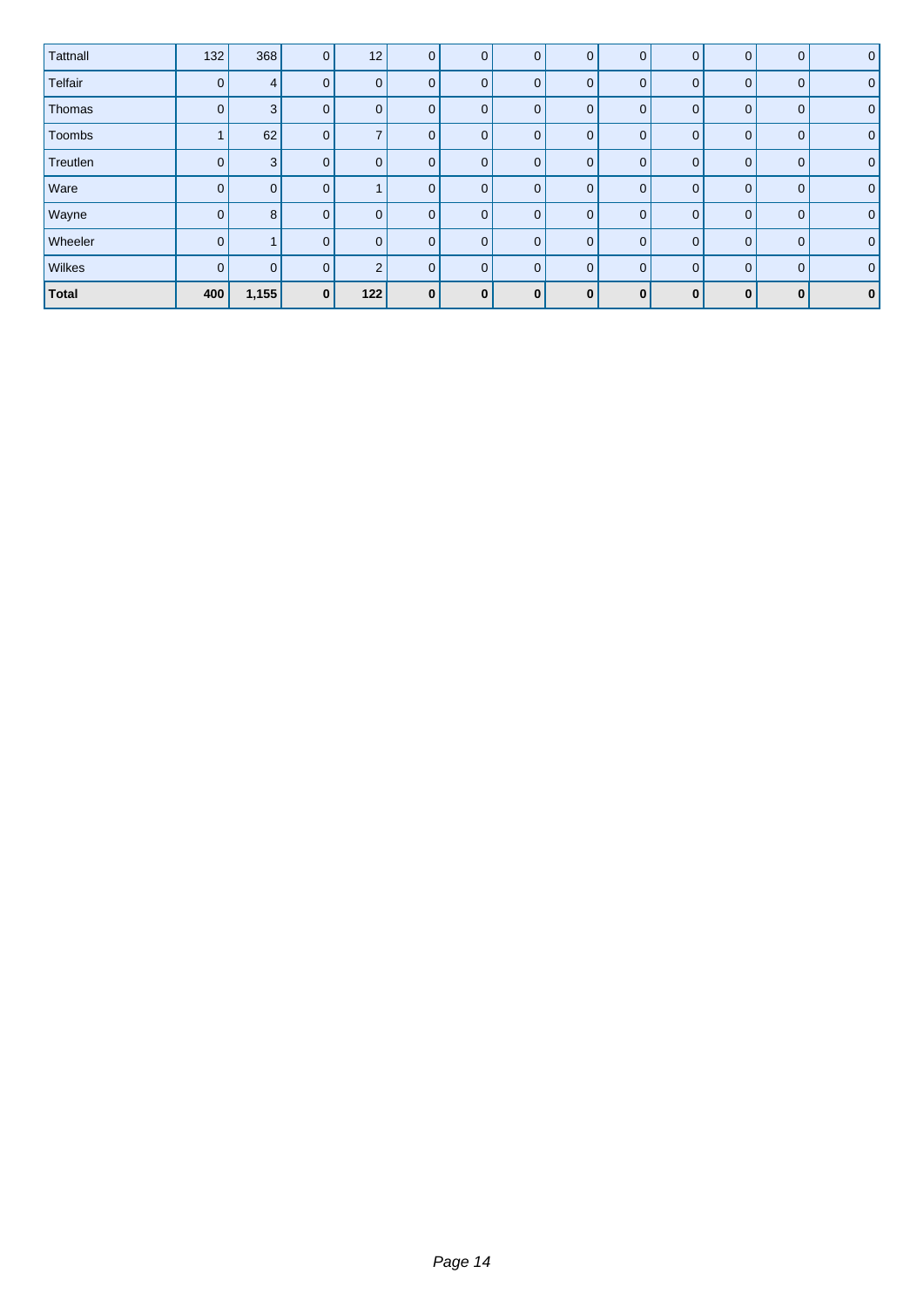| | | | | | | | | | | | | | |
|---|---|---|---|---|---|---|---|---|---|---|---|---|---|
| Tattnall | 132 | 368 | 0 | 12 | 0 | 0 | 0 | 0 | 0 | 0 | 0 | 0 | 0 |
| Telfair | 0 | 4 | 0 | 0 | 0 | 0 | 0 | 0 | 0 | 0 | 0 | 0 | 0 |
| Thomas | 0 | 3 | 0 | 0 | 0 | 0 | 0 | 0 | 0 | 0 | 0 | 0 | 0 |
| Toombs | 1 | 62 | 0 | 7 | 0 | 0 | 0 | 0 | 0 | 0 | 0 | 0 | 0 |
| Treutlen | 0 | 3 | 0 | 0 | 0 | 0 | 0 | 0 | 0 | 0 | 0 | 0 | 0 |
| Ware | 0 | 0 | 0 | 1 | 0 | 0 | 0 | 0 | 0 | 0 | 0 | 0 | 0 |
| Wayne | 0 | 8 | 0 | 0 | 0 | 0 | 0 | 0 | 0 | 0 | 0 | 0 | 0 |
| Wheeler | 0 | 1 | 0 | 0 | 0 | 0 | 0 | 0 | 0 | 0 | 0 | 0 | 0 |
| Wilkes | 0 | 0 | 0 | 2 | 0 | 0 | 0 | 0 | 0 | 0 | 0 | 0 | 0 |
| **Total** | **400** | **1,155** | **0** | **122** | **0** | **0** | **0** | **0** | **0** | **0** | **0** | **0** | **0** |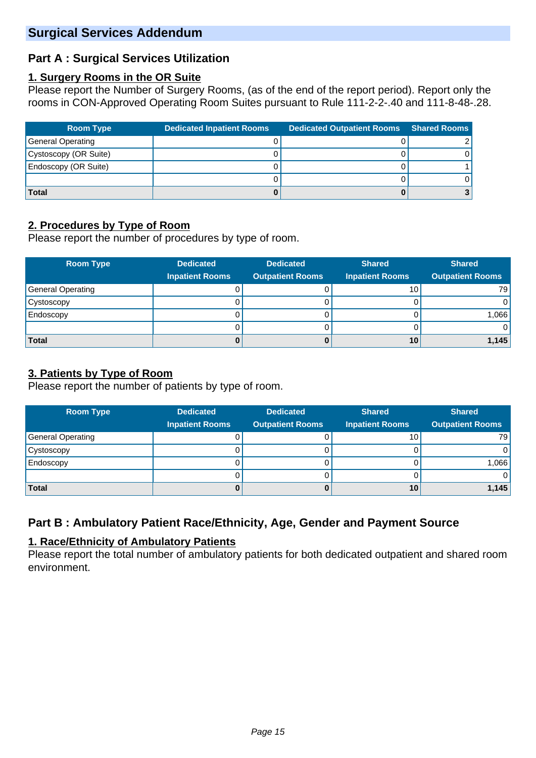## Surgical Services Addendum

### Part A : Surgical Services Utilization

**1. Surgery Rooms in the OR Suite**

Please report the Number of Surgery Rooms, (as of the end of the report period). Report only the rooms in CON-Approved Operating Room Suites pursuant to Rule 111-2-2-.40 and 111-8-48-.28.

| Room Type | Dedicated Inpatient Rooms | Dedicated Outpatient Rooms | Shared Rooms |
|---|---|---|---|
| General Operating | 0 | 0 | 2 |
| Cystoscopy (OR Suite) | 0 | 0 | 0 |
| Endoscopy (OR Suite) | 0 | 0 | 1 |
| | 0 | 0 | 0 |
| **Total** | **0** | **0** | **3** |

**2. Procedures by Type of Room**

Please report the number of procedures by type of room.

| Room Type | Dedicated Inpatient Rooms | Dedicated Outpatient Rooms | Shared Inpatient Rooms | Shared Outpatient Rooms |
|---|---|---|---|---|
| General Operating | 0 | 0 | 10 | 79 |
| Cystoscopy | 0 | 0 | 0 | 0 |
| Endoscopy | 0 | 0 | 0 | 1,066 |
| | 0 | 0 | 0 | 0 |
| **Total** | **0** | **0** | **10** | **1,145** |

**3. Patients by Type of Room**

Please report the number of patients by type of room.

| Room Type | Dedicated Inpatient Rooms | Dedicated Outpatient Rooms | Shared Inpatient Rooms | Shared Outpatient Rooms |
|---|---|---|---|---|
| General Operating | 0 | 0 | 10 | 79 |
| Cystoscopy | 0 | 0 | 0 | 0 |
| Endoscopy | 0 | 0 | 0 | 1,066 |
| | 0 | 0 | 0 | 0 |
| **Total** | **0** | **0** | **10** | **1,145** |

### Part B : Ambulatory Patient Race/Ethnicity, Age, Gender and Payment Source

**1. Race/Ethnicity of Ambulatory Patients**

Please report the total number of ambulatory patients for both dedicated outpatient and shared room environment.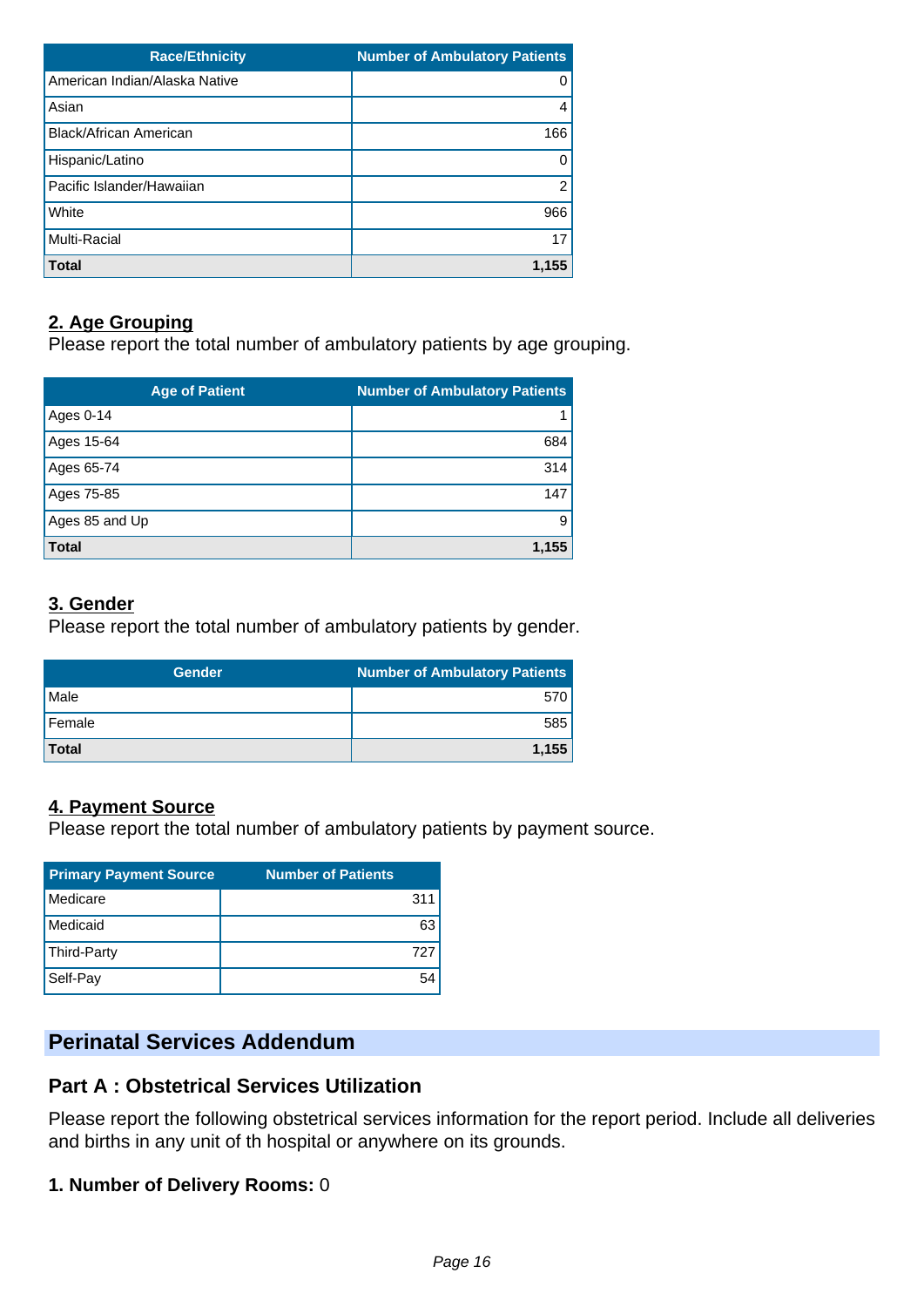| Race/Ethnicity | Number of Ambulatory Patients |
| --- | --- |
| American Indian/Alaska Native | 0 |
| Asian | 4 |
| Black/African American | 166 |
| Hispanic/Latino | 0 |
| Pacific Islander/Hawaiian | 2 |
| White | 966 |
| Multi-Racial | 17 |
| **Total** | **1,155** |

## 2. Age Grouping

Please report the total number of ambulatory patients by age grouping.

| Age of Patient | Number of Ambulatory Patients |
| --- | --- |
| Ages 0-14 | 1 |
| Ages 15-64 | 684 |
| Ages 65-74 | 314 |
| Ages 75-85 | 147 |
| Ages 85 and Up | 9 |
| **Total** | **1,155** |

## 3. Gender

Please report the total number of ambulatory patients by gender.

| Gender | Number of Ambulatory Patients |
| --- | --- |
| Male | 570 |
| Female | 585 |
| **Total** | **1,155** |

## 4. Payment Source

Please report the total number of ambulatory patients by payment source.

| Primary Payment Source | Number of Patients |
| --- | --- |
| Medicare | 311 |
| Medicaid | 63 |
| Third-Party | 727 |
| Self-Pay | 54 |

# Perinatal Services Addendum

## Part A : Obstetrical Services Utilization

Please report the following obstetrical services information for the report period. Include all deliveries and births in any unit of th hospital or anywhere on its grounds.

**1. Number of Delivery Rooms:** 0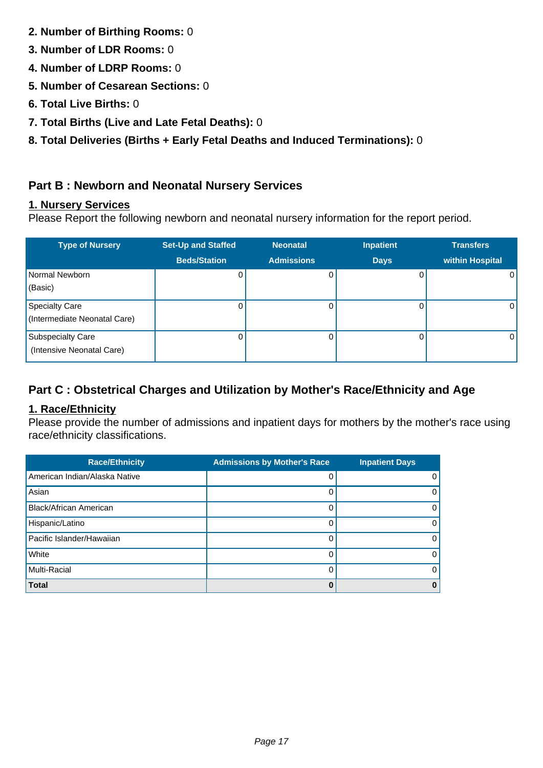**2. Number of Birthing Rooms:** 0

**3. Number of LDR Rooms:** 0

**4. Number of LDRP Rooms:** 0

**5. Number of Cesarean Sections:** 0

**6. Total Live Births:** 0

**7. Total Births (Live and Late Fetal Deaths):** 0

**8. Total Deliveries (Births + Early Fetal Deaths and Induced Terminations):** 0

## Part B : Newborn and Neonatal Nursery Services

### 1. Nursery Services

Please Report the following newborn and neonatal nursery information for the report period.

| Type of Nursery | Set-Up and Staffed Beds/Station | Neonatal Admissions | Inpatient Days | Transfers within Hospital |
|---|---|---|---|---|
| Normal Newborn (Basic) | 0 | 0 | 0 | 0 |
| Specialty Care (Intermediate Neonatal Care) | 0 | 0 | 0 | 0 |
| Subspecialty Care (Intensive Neonatal Care) | 0 | 0 | 0 | 0 |

## Part C : Obstetrical Charges and Utilization by Mother's Race/Ethnicity and Age

### 1. Race/Ethnicity

Please provide the number of admissions and inpatient days for mothers by the mother's race using race/ethnicity classifications.

| Race/Ethnicity | Admissions by Mother's Race | Inpatient Days |
|---|---|---|
| American Indian/Alaska Native | 0 | 0 |
| Asian | 0 | 0 |
| Black/African American | 0 | 0 |
| Hispanic/Latino | 0 | 0 |
| Pacific Islander/Hawaiian | 0 | 0 |
| White | 0 | 0 |
| Multi-Racial | 0 | 0 |
| **Total** | **0** | **0** |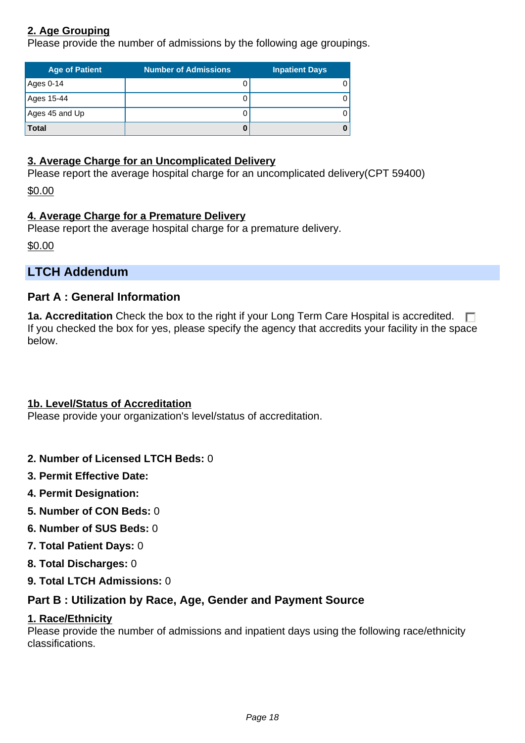**2. Age Grouping**

Please provide the number of admissions by the following age groupings.

| Age of Patient | Number of Admissions | Inpatient Days |
|---|---|---|
| Ages 0-14 | 0 | 0 |
| Ages 15-44 | 0 | 0 |
| Ages 45 and Up | 0 | 0 |
| **Total** | **0** | **0** |

**3. Average Charge for an Uncomplicated Delivery**

Please report the average hospital charge for an uncomplicated delivery(CPT 59400)

$0.00

**4. Average Charge for a Premature Delivery**

Please report the average hospital charge for a premature delivery.

$0.00

## LTCH Addendum

### Part A : General Information

**1a. Accreditation** Check the box to the right if your Long Term Care Hospital is accredited. ☐
If you checked the box for yes, please specify the agency that accredits your facility in the space below.

**1b. Level/Status of Accreditation**

Please provide your organization's level/status of accreditation.

**2. Number of Licensed LTCH Beds:** 0

**3. Permit Effective Date:**

**4. Permit Designation:**

**5. Number of CON Beds:** 0

**6. Number of SUS Beds:** 0

**7. Total Patient Days:** 0

**8. Total Discharges:** 0

**9. Total LTCH Admissions:** 0

### Part B : Utilization by Race, Age, Gender and Payment Source

**1. Race/Ethnicity**

Please provide the number of admissions and inpatient days using the following race/ethnicity classifications.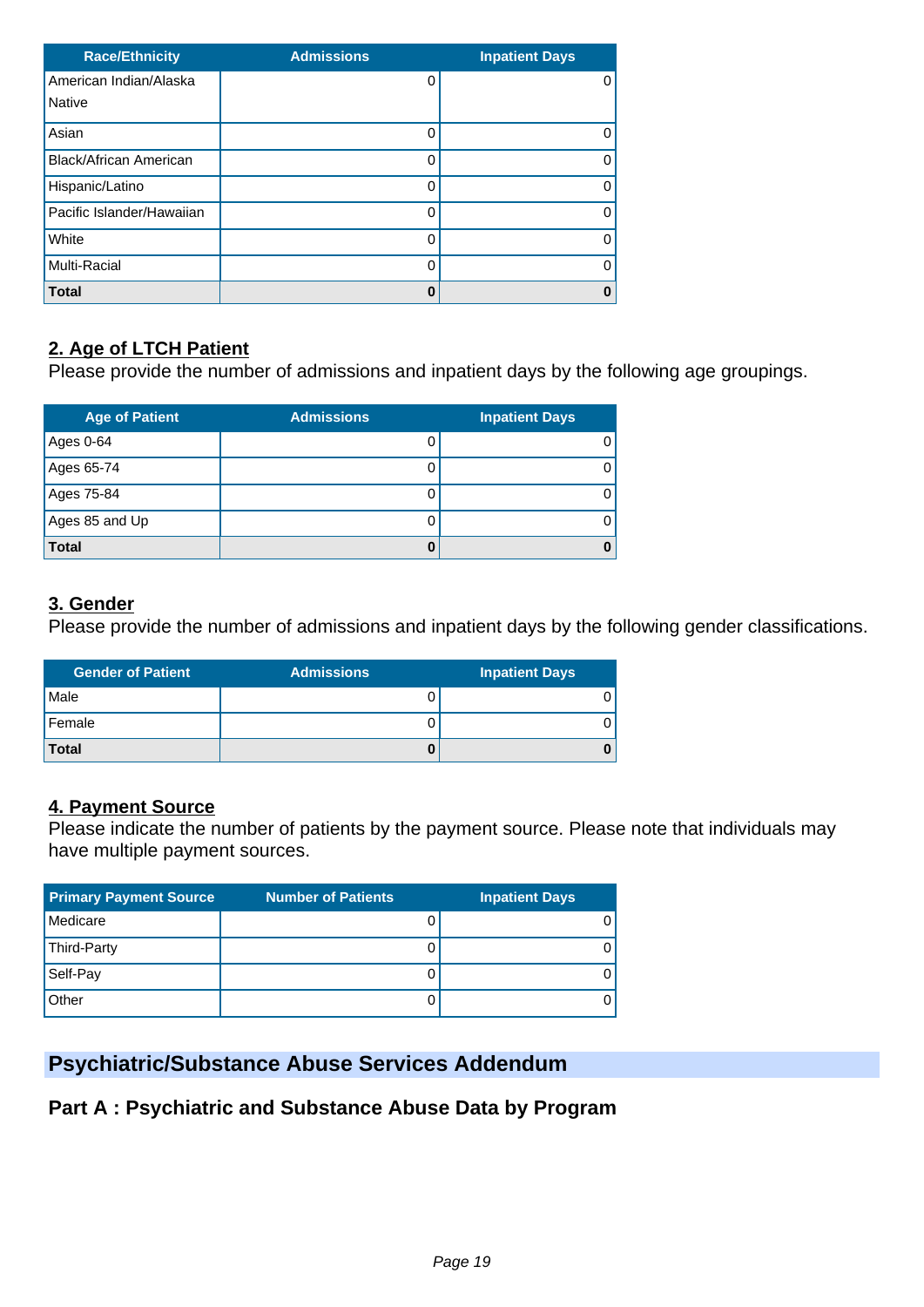| Race/Ethnicity | Admissions | Inpatient Days |
|---|---|---|
| American Indian/Alaska Native | 0 | 0 |
| Asian | 0 | 0 |
| Black/African American | 0 | 0 |
| Hispanic/Latino | 0 | 0 |
| Pacific Islander/Hawaiian | 0 | 0 |
| White | 0 | 0 |
| Multi-Racial | 0 | 0 |
| **Total** | **0** | **0** |

### 2. Age of LTCH Patient

Please provide the number of admissions and inpatient days by the following age groupings.

| Age of Patient | Admissions | Inpatient Days |
|---|---|---|
| Ages 0-64 | 0 | 0 |
| Ages 65-74 | 0 | 0 |
| Ages 75-84 | 0 | 0 |
| Ages 85 and Up | 0 | 0 |
| **Total** | **0** | **0** |

### 3. Gender

Please provide the number of admissions and inpatient days by the following gender classifications.

| Gender of Patient | Admissions | Inpatient Days |
|---|---|---|
| Male | 0 | 0 |
| Female | 0 | 0 |
| **Total** | **0** | **0** |

### 4. Payment Source

Please indicate the number of patients by the payment source. Please note that individuals may have multiple payment sources.

| Primary Payment Source | Number of Patients | Inpatient Days |
|---|---|---|
| Medicare | 0 | 0 |
| Third-Party | 0 | 0 |
| Self-Pay | 0 | 0 |
| Other | 0 | 0 |

## Psychiatric/Substance Abuse Services Addendum

### Part A : Psychiatric and Substance Abuse Data by Program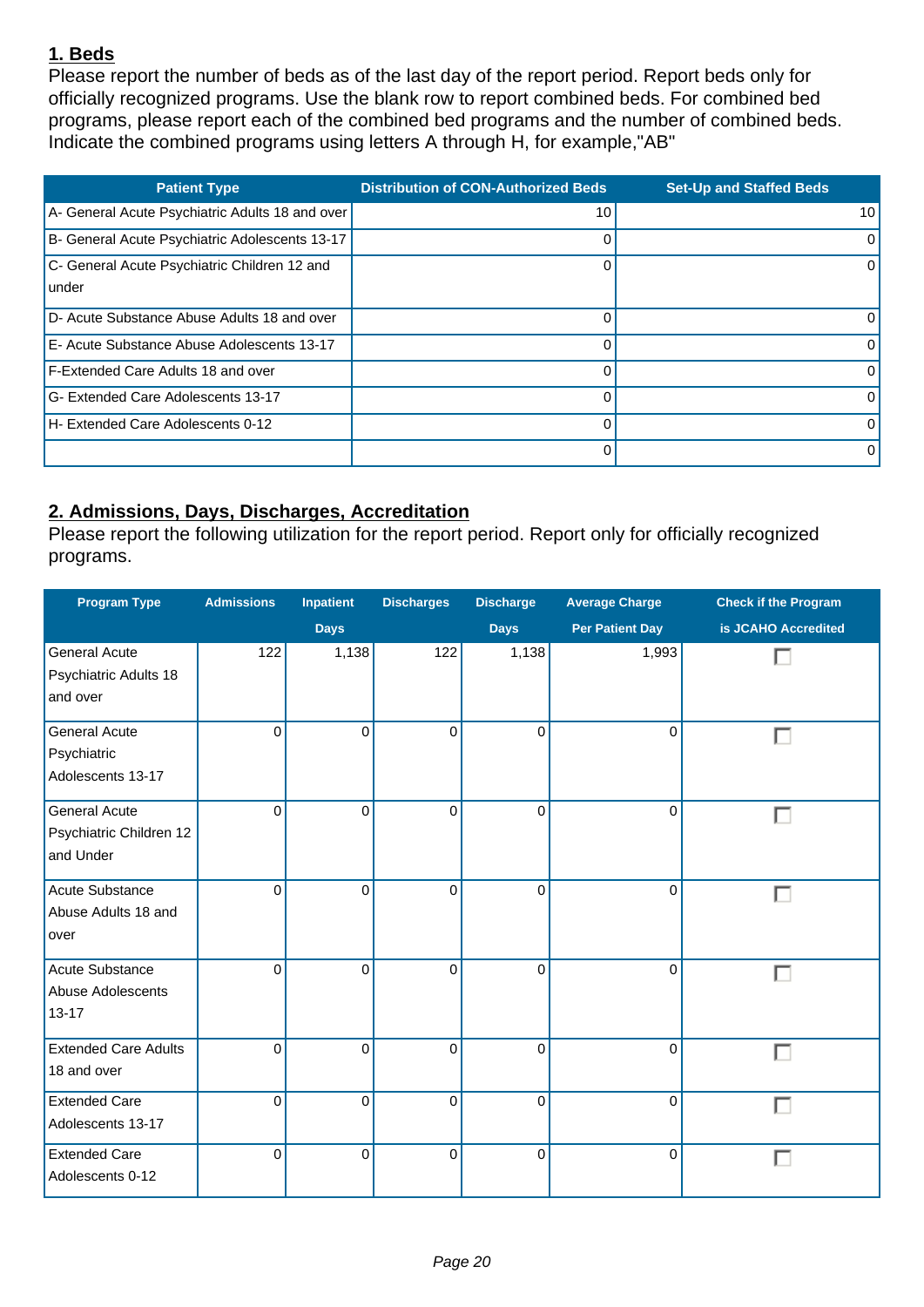## 1. Beds

Please report the number of beds as of the last day of the report period. Report beds only for officially recognized programs. Use the blank row to report combined beds. For combined bed programs, please report each of the combined bed programs and the number of combined beds. Indicate the combined programs using letters A through H, for example,"AB"

| Patient Type | Distribution of CON-Authorized Beds | Set-Up and Staffed Beds |
|---|---|---|
| A- General Acute Psychiatric Adults 18 and over | 10 | 10 |
| B- General Acute Psychiatric Adolescents 13-17 | 0 | 0 |
| C- General Acute Psychiatric Children 12 and under | 0 | 0 |
| D- Acute Substance Abuse Adults 18 and over | 0 | 0 |
| E- Acute Substance Abuse Adolescents 13-17 | 0 | 0 |
| F-Extended Care Adults 18 and over | 0 | 0 |
| G- Extended Care Adolescents 13-17 | 0 | 0 |
| H- Extended Care Adolescents 0-12 | 0 | 0 |
| | 0 | 0 |

## 2. Admissions, Days, Discharges, Accreditation

Please report the following utilization for the report period. Report only for officially recognized programs.

| Program Type | Admissions | Inpatient Days | Discharges | Discharge Days | Average Charge Per Patient Day | Check if the Program is JCAHO Accredited |
|---|---|---|---|---|---|---|
| General Acute Psychiatric Adults 18 and over | 122 | 1,138 | 122 | 1,138 | 1,993 | ☐ |
| General Acute Psychiatric Adolescents 13-17 | 0 | 0 | 0 | 0 | 0 | ☐ |
| General Acute Psychiatric Children 12 and Under | 0 | 0 | 0 | 0 | 0 | ☐ |
| Acute Substance Abuse Adults 18 and over | 0 | 0 | 0 | 0 | 0 | ☐ |
| Acute Substance Abuse Adolescents 13-17 | 0 | 0 | 0 | 0 | 0 | ☐ |
| Extended Care Adults 18 and over | 0 | 0 | 0 | 0 | 0 | ☐ |
| Extended Care Adolescents 13-17 | 0 | 0 | 0 | 0 | 0 | ☐ |
| Extended Care Adolescents 0-12 | 0 | 0 | 0 | 0 | 0 | ☐ |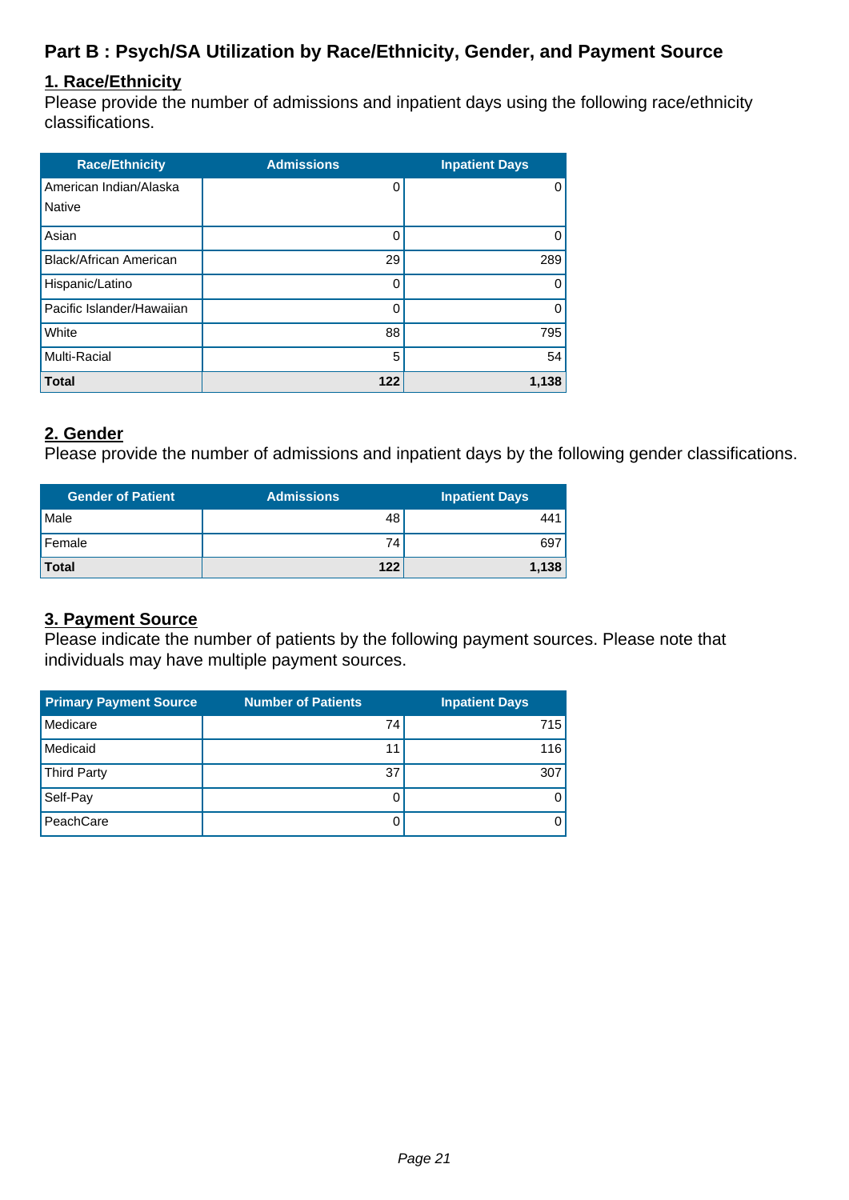## Part B : Psych/SA Utilization by Race/Ethnicity, Gender, and Payment Source

### 1. Race/Ethnicity

Please provide the number of admissions and inpatient days using the following race/ethnicity classifications.

| Race/Ethnicity | Admissions | Inpatient Days |
|---|---|---|
| American Indian/Alaska Native | 0 | 0 |
| Asian | 0 | 0 |
| Black/African American | 29 | 289 |
| Hispanic/Latino | 0 | 0 |
| Pacific Islander/Hawaiian | 0 | 0 |
| White | 88 | 795 |
| Multi-Racial | 5 | 54 |
| **Total** | **122** | **1,138** |

### 2. Gender

Please provide the number of admissions and inpatient days by the following gender classifications.

| Gender of Patient | Admissions | Inpatient Days |
|---|---|---|
| Male | 48 | 441 |
| Female | 74 | 697 |
| **Total** | **122** | **1,138** |

### 3. Payment Source

Please indicate the number of patients by the following payment sources. Please note that individuals may have multiple payment sources.

| Primary Payment Source | Number of Patients | Inpatient Days |
|---|---|---|
| Medicare | 74 | 715 |
| Medicaid | 11 | 116 |
| Third Party | 37 | 307 |
| Self-Pay | 0 | 0 |
| PeachCare | 0 | 0 |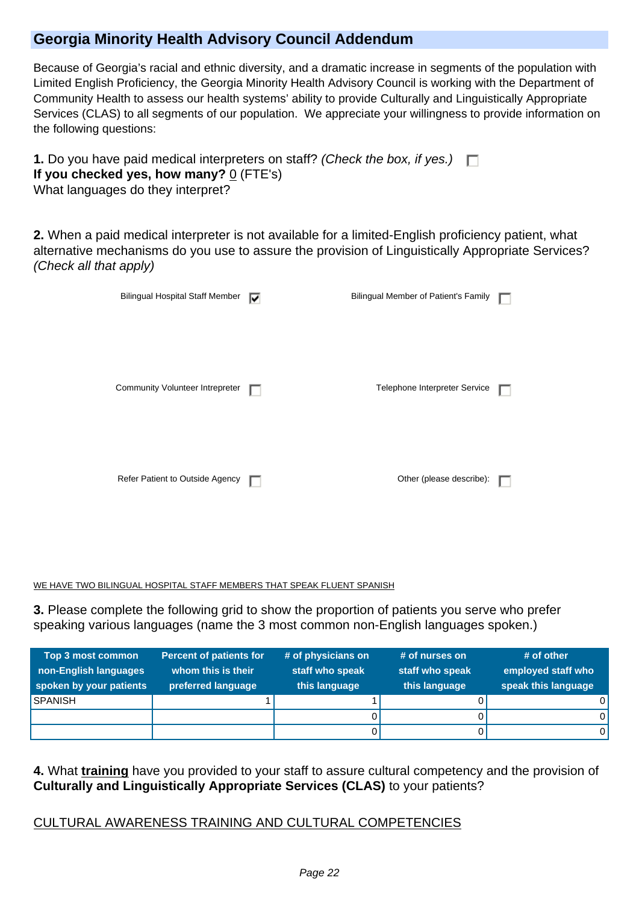## Georgia Minority Health Advisory Council Addendum

Because of Georgia's racial and ethnic diversity, and a dramatic increase in segments of the population with Limited English Proficiency, the Georgia Minority Health Advisory Council is working with the Department of Community Health to assess our health systems' ability to provide Culturally and Linguistically Appropriate Services (CLAS) to all segments of our population. We appreciate your willingness to provide information on the following questions:

**1.** Do you have paid medical interpreters on staff? *(Check the box, if yes.)* ☐
**If you checked yes, how many?** 0 (FTE's)
What languages do they interpret?

**2.** When a paid medical interpreter is not available for a limited-English proficiency patient, what alternative mechanisms do you use to assure the provision of Linguistically Appropriate Services? *(Check all that apply)*

- Bilingual Hospital Staff Member ☑
- Bilingual Member of Patient's Family ☐
- Community Volunteer Intrepreter ☐
- Telephone Interpreter Service ☐
- Refer Patient to Outside Agency ☐
- Other (please describe): ☐

WE HAVE TWO BILINGUAL HOSPITAL STAFF MEMBERS THAT SPEAK FLUENT SPANISH

**3.** Please complete the following grid to show the proportion of patients you serve who prefer speaking various languages (name the 3 most common non-English languages spoken.)

| Top 3 most common non-English languages spoken by your patients | Percent of patients for whom this is their preferred language | # of physicians on staff who speak this language | # of nurses on staff who speak this language | # of other employed staff who speak this language |
|---|---|---|---|---|
| SPANISH | 1 | 1 | 0 | 0 |
| | | 0 | 0 | 0 |
| | | 0 | 0 | 0 |

**4.** What **training** have you provided to your staff to assure cultural competency and the provision of **Culturally and Linguistically Appropriate Services (CLAS)** to your patients?

CULTURAL AWARENESS TRAINING AND CULTURAL COMPETENCIES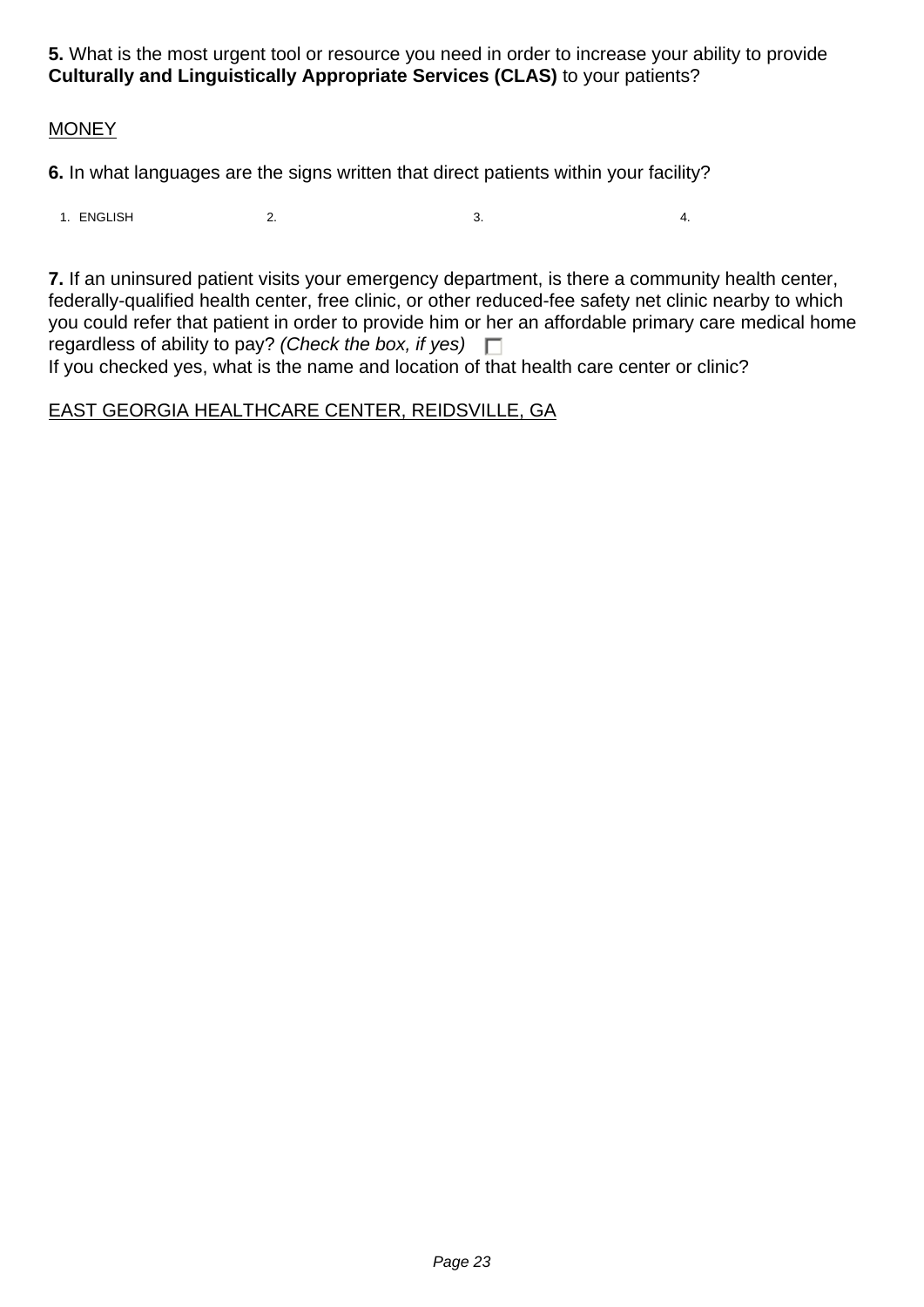**5.** What is the most urgent tool or resource you need in order to increase your ability to provide **Culturally and Linguistically Appropriate Services (CLAS)** to your patients?

MONEY

**6.** In what languages are the signs written that direct patients within your facility?

1. ENGLISH
2. 
3. 
4. 

**7.** If an uninsured patient visits your emergency department, is there a community health center, federally-qualified health center, free clinic, or other reduced-fee safety net clinic nearby to which you could refer that patient in order to provide him or her an affordable primary care medical home regardless of ability to pay? *(Check the box, if yes)* ☐

If you checked yes, what is the name and location of that health care center or clinic?

EAST GEORGIA HEALTHCARE CENTER, REIDSVILLE, GA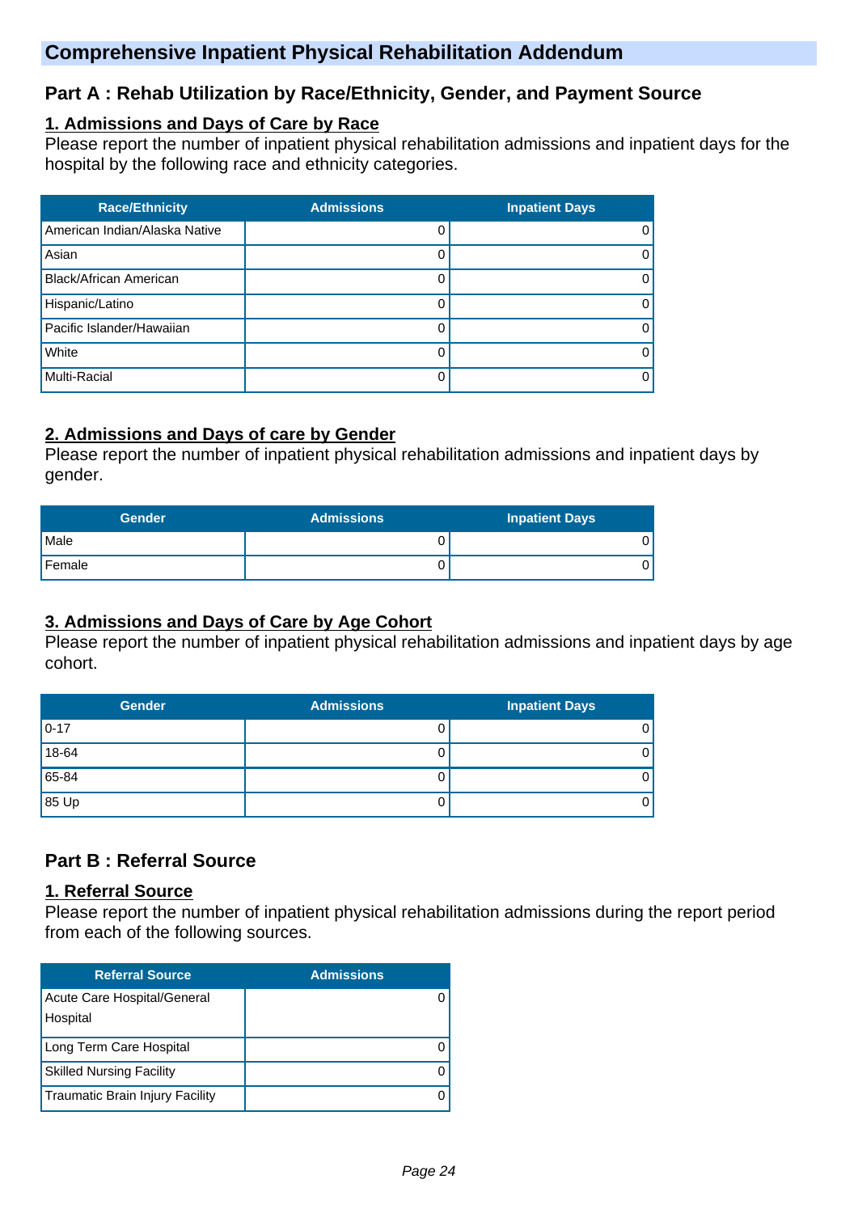# Comprehensive Inpatient Physical Rehabilitation Addendum

## Part A : Rehab Utilization by Race/Ethnicity, Gender, and Payment Source

### 1. Admissions and Days of Care by Race

Please report the number of inpatient physical rehabilitation admissions and inpatient days for the hospital by the following race and ethnicity categories.

| Race/Ethnicity | Admissions | Inpatient Days |
|---|---|---|
| American Indian/Alaska Native | 0 | 0 |
| Asian | 0 | 0 |
| Black/African American | 0 | 0 |
| Hispanic/Latino | 0 | 0 |
| Pacific Islander/Hawaiian | 0 | 0 |
| White | 0 | 0 |
| Multi-Racial | 0 | 0 |

### 2. Admissions and Days of care by Gender

Please report the number of inpatient physical rehabilitation admissions and inpatient days by gender.

| Gender | Admissions | Inpatient Days |
|---|---|---|
| Male | 0 | 0 |
| Female | 0 | 0 |

### 3. Admissions and Days of Care by Age Cohort

Please report the number of inpatient physical rehabilitation admissions and inpatient days by age cohort.

| Gender | Admissions | Inpatient Days |
|---|---|---|
| 0-17 | 0 | 0 |
| 18-64 | 0 | 0 |
| 65-84 | 0 | 0 |
| 85 Up | 0 | 0 |

## Part B : Referral Source

### 1. Referral Source

Please report the number of inpatient physical rehabilitation admissions during the report period from each of the following sources.

| Referral Source | Admissions |
|---|---|
| Acute Care Hospital/General Hospital | 0 |
| Long Term Care Hospital | 0 |
| Skilled Nursing Facility | 0 |
| Traumatic Brain Injury Facility | 0 |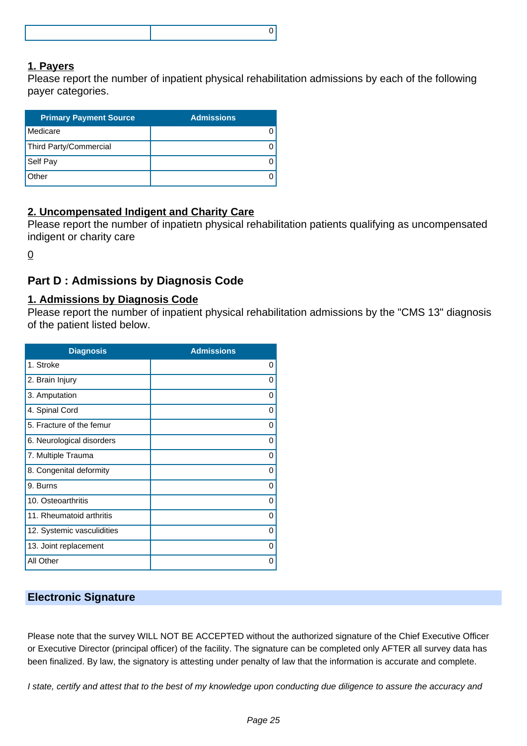| | 0 |
|---|---|

**1. Payers**

Please report the number of inpatient physical rehabilitation admissions by each of the following payer categories.

| Primary Payment Source | Admissions |
|---|---|
| Medicare | 0 |
| Third Party/Commercial | 0 |
| Self Pay | 0 |
| Other | 0 |

**2. Uncompensated Indigent and Charity Care**

Please report the number of inpatietn physical rehabilitation patients qualifying as uncompensated indigent or charity care

0

## Part D : Admissions by Diagnosis Code

**1. Admissions by Diagnosis Code**

Please report the number of inpatient physical rehabilitation admissions by the "CMS 13" diagnosis of the patient listed below.

| Diagnosis | Admissions |
|---|---|
| 1. Stroke | 0 |
| 2. Brain Injury | 0 |
| 3. Amputation | 0 |
| 4. Spinal Cord | 0 |
| 5. Fracture of the femur | 0 |
| 6. Neurological disorders | 0 |
| 7. Multiple Trauma | 0 |
| 8. Congenital deformity | 0 |
| 9. Burns | 0 |
| 10. Osteoarthritis | 0 |
| 11. Rheumatoid arthritis | 0 |
| 12. Systemic vasculidities | 0 |
| 13. Joint replacement | 0 |
| All Other | 0 |

## Electronic Signature

Please note that the survey WILL NOT BE ACCEPTED without the authorized signature of the Chief Executive Officer or Executive Director (principal officer) of the facility. The signature can be completed only AFTER all survey data has been finalized. By law, the signatory is attesting under penalty of law that the information is accurate and complete.

*I state, certify and attest that to the best of my knowledge upon conducting due diligence to assure the accuracy and*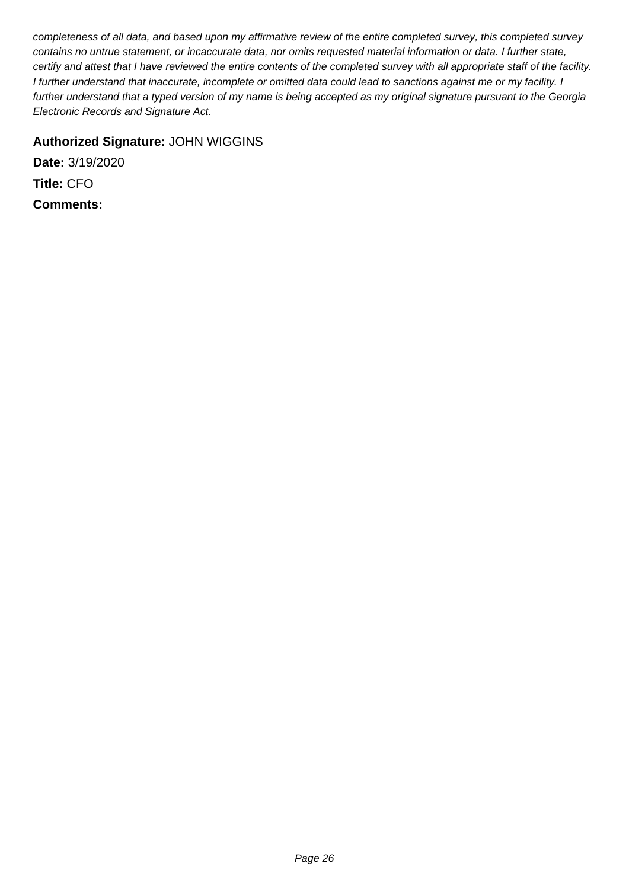*completeness of all data, and based upon my affirmative review of the entire completed survey, this completed survey contains no untrue statement, or incaccurate data, nor omits requested material information or data. I further state, certify and attest that I have reviewed the entire contents of the completed survey with all appropriate staff of the facility. I further understand that inaccurate, incomplete or omitted data could lead to sanctions against me or my facility. I further understand that a typed version of my name is being accepted as my original signature pursuant to the Georgia Electronic Records and Signature Act.*

**Authorized Signature:** JOHN WIGGINS

**Date:** 3/19/2020

**Title:** CFO

**Comments:**